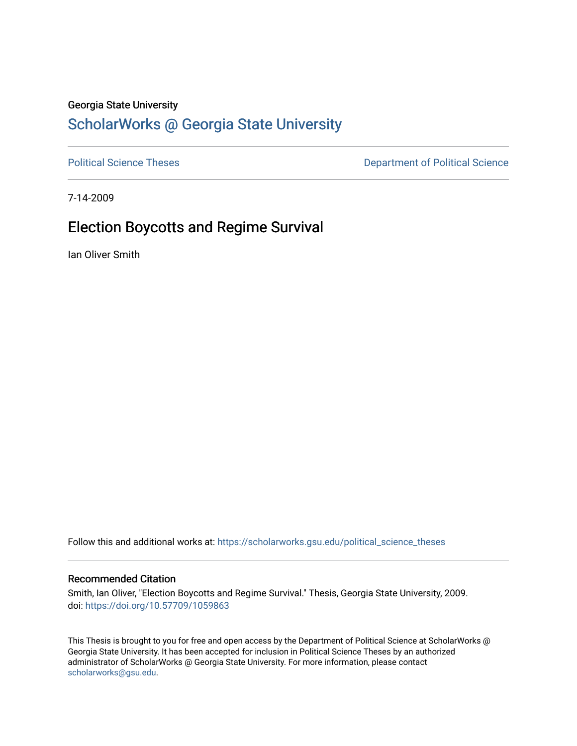Georgia State University

# ScholarWorks @ Georgia State University

Political Science Theses

Department of Political Science

7-14-2009

## Election Boycotts and Regime Survival

Ian Oliver Smith

Follow this and additional works at: https://scholarworks.gsu.edu/political_science_theses

### Recommended Citation

Smith, Ian Oliver, "Election Boycotts and Regime Survival." Thesis, Georgia State University, 2009.
doi: https://doi.org/10.57709/1059863

This Thesis is brought to you for free and open access by the Department of Political Science at ScholarWorks @ Georgia State University. It has been accepted for inclusion in Political Science Theses by an authorized administrator of ScholarWorks @ Georgia State University. For more information, please contact scholarworks@gsu.edu.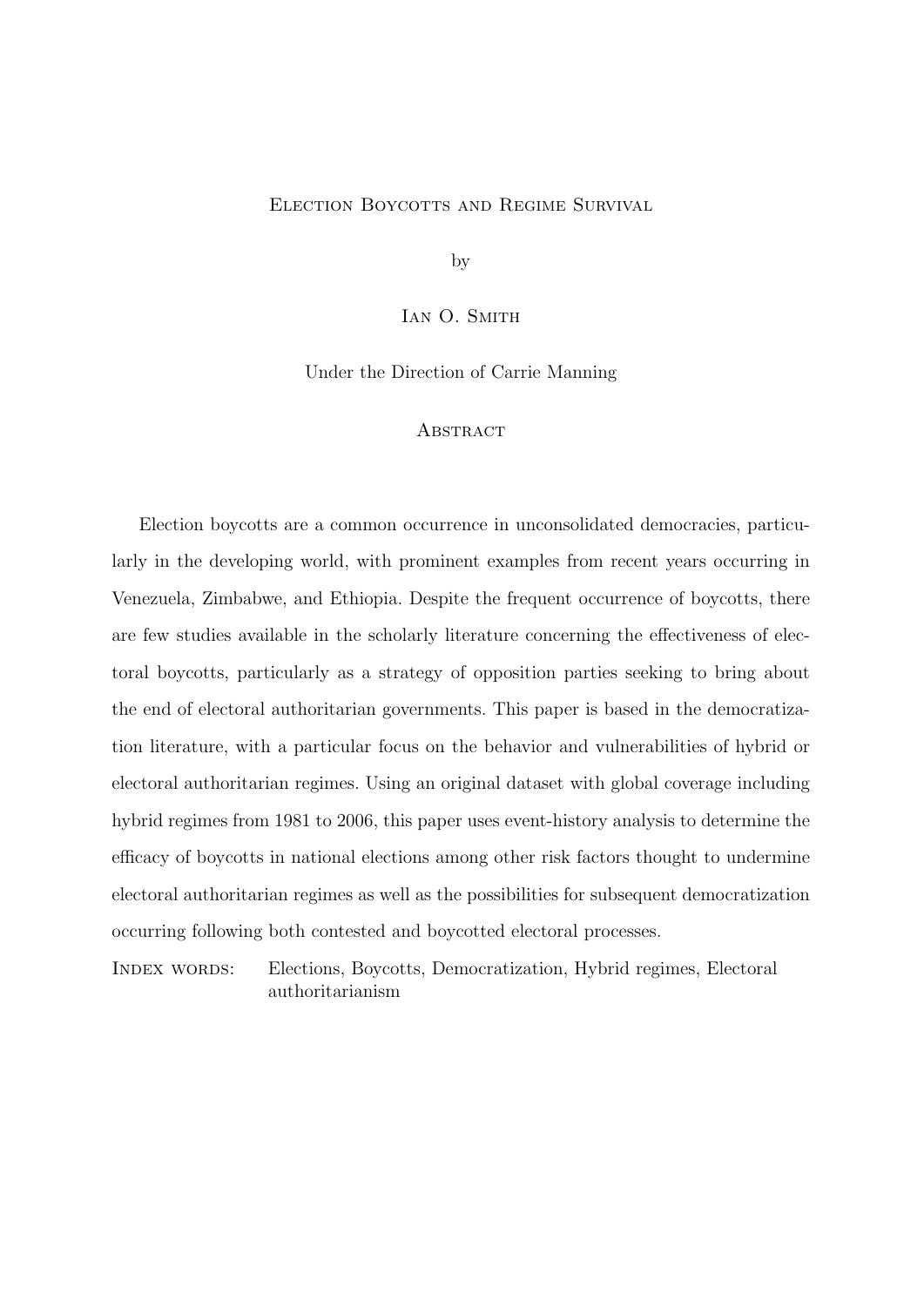# Election Boycotts and Regime Survival

by

Ian O. Smith

Under the Direction of Carrie Manning

## Abstract

Election boycotts are a common occurrence in unconsolidated democracies, particularly in the developing world, with prominent examples from recent years occurring in Venezuela, Zimbabwe, and Ethiopia. Despite the frequent occurrence of boycotts, there are few studies available in the scholarly literature concerning the effectiveness of electoral boycotts, particularly as a strategy of opposition parties seeking to bring about the end of electoral authoritarian governments. This paper is based in the democratization literature, with a particular focus on the behavior and vulnerabilities of hybrid or electoral authoritarian regimes. Using an original dataset with global coverage including hybrid regimes from 1981 to 2006, this paper uses event-history analysis to determine the efficacy of boycotts in national elections among other risk factors thought to undermine electoral authoritarian regimes as well as the possibilities for subsequent democratization occurring following both contested and boycotted electoral processes.

Index words: Elections, Boycotts, Democratization, Hybrid regimes, Electoral authoritarianism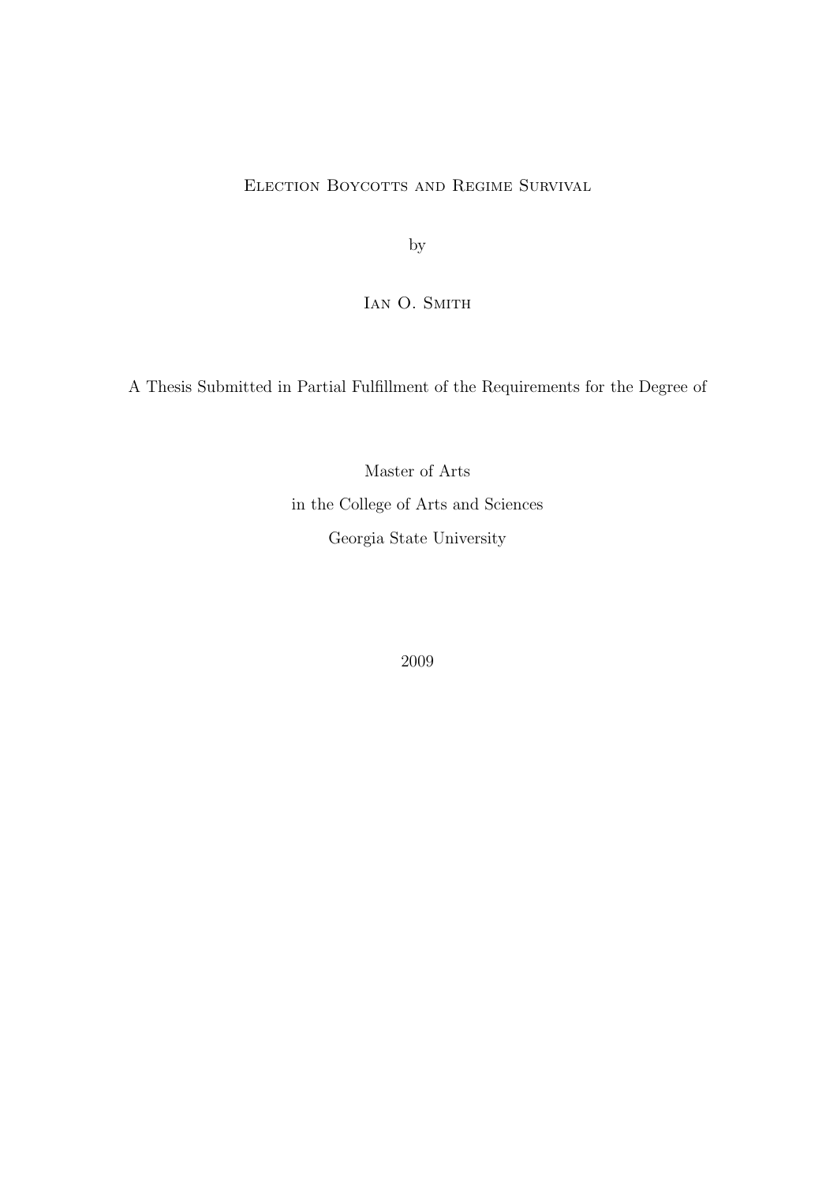Election Boycotts and Regime Survival

by

Ian O. Smith

A Thesis Submitted in Partial Fulfillment of the Requirements for the Degree of

Master of Arts

in the College of Arts and Sciences

Georgia State University

2009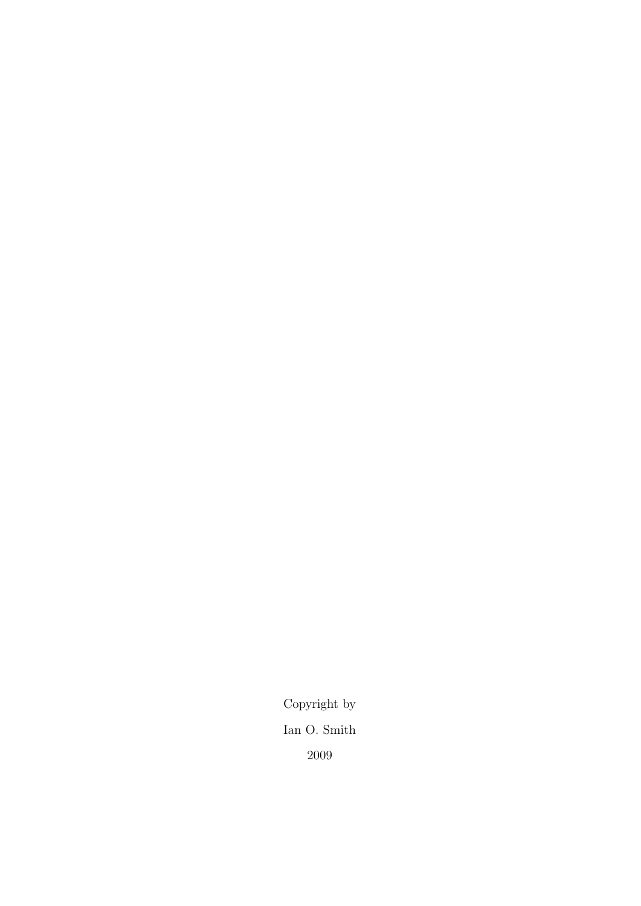Copyright by

Ian O. Smith

2009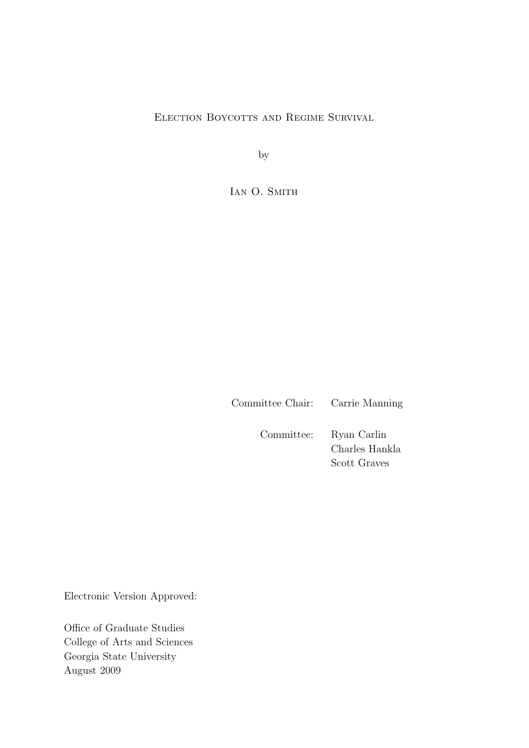Election Boycotts and Regime Survival

by

Ian O. Smith

| | |
|---|---|
| Committee Chair: | Carrie Manning |
| Committee: | Ryan Carlin |
| | Charles Hankla |
| | Scott Graves |

Electronic Version Approved:

Office of Graduate Studies
College of Arts and Sciences
Georgia State University
August 2009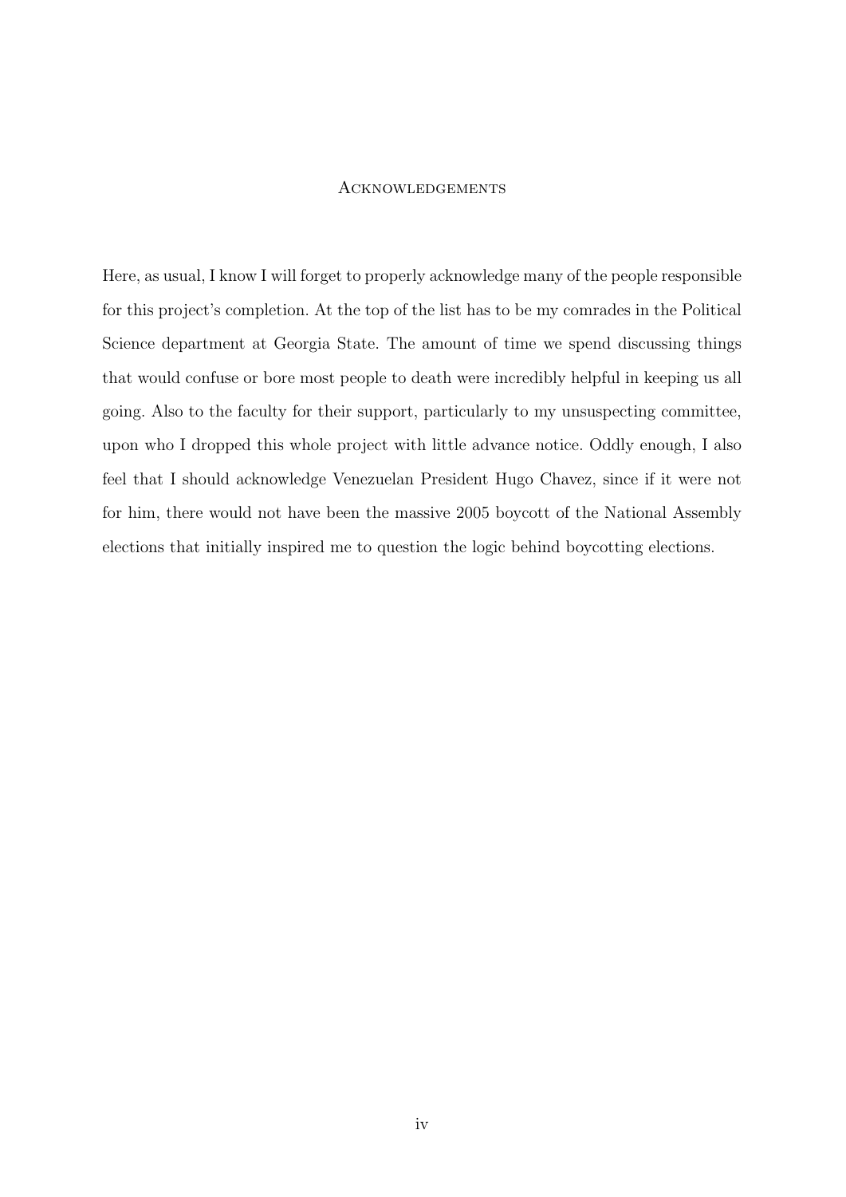# Acknowledgements

Here, as usual, I know I will forget to properly acknowledge many of the people responsible for this project's completion. At the top of the list has to be my comrades in the Political Science department at Georgia State. The amount of time we spend discussing things that would confuse or bore most people to death were incredibly helpful in keeping us all going. Also to the faculty for their support, particularly to my unsuspecting committee, upon who I dropped this whole project with little advance notice. Oddly enough, I also feel that I should acknowledge Venezuelan President Hugo Chavez, since if it were not for him, there would not have been the massive 2005 boycott of the National Assembly elections that initially inspired me to question the logic behind boycotting elections.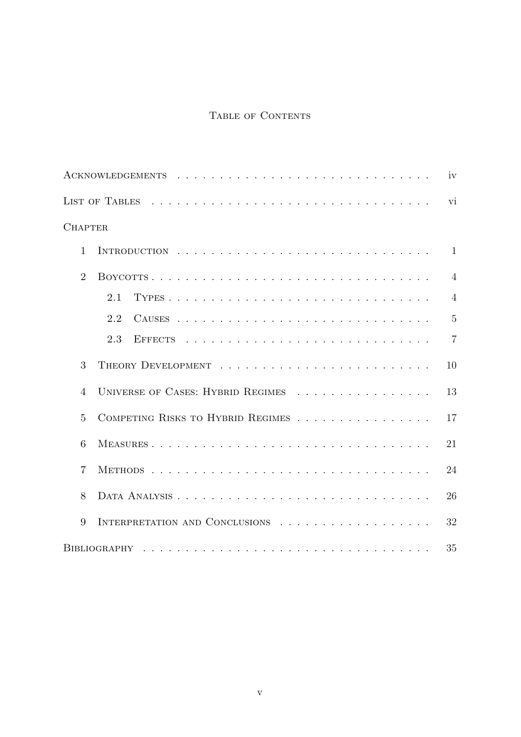# Table of Contents

Acknowledgements . . . . . . . . . . . . . . . . . . . . . . . . . . . . . . . iv

List of Tables . . . . . . . . . . . . . . . . . . . . . . . . . . . . . . . vi

Chapter

1 Introduction . . . . . . . . . . . . . . . . . . . . . . . . . . . . . . . 1

2 Boycotts . . . . . . . . . . . . . . . . . . . . . . . . . . . . . . . 4

2.1 Types . . . . . . . . . . . . . . . . . . . . . . . . . . . . . . . 4

2.2 Causes . . . . . . . . . . . . . . . . . . . . . . . . . . . . . . . 5

2.3 Effects . . . . . . . . . . . . . . . . . . . . . . . . . . . . . . . 7

3 Theory Development . . . . . . . . . . . . . . . . . . . . . . . . . . 10

4 Universe of Cases: Hybrid Regimes . . . . . . . . . . . . . . . . 13

5 Competing Risks to Hybrid Regimes . . . . . . . . . . . . . . . . 17

6 Measures . . . . . . . . . . . . . . . . . . . . . . . . . . . . . . . 21

7 Methods . . . . . . . . . . . . . . . . . . . . . . . . . . . . . . . 24

8 Data Analysis . . . . . . . . . . . . . . . . . . . . . . . . . . . . . 26

9 Interpretation and Conclusions . . . . . . . . . . . . . . . . . . 32

Bibliography . . . . . . . . . . . . . . . . . . . . . . . . . . . . . . . 35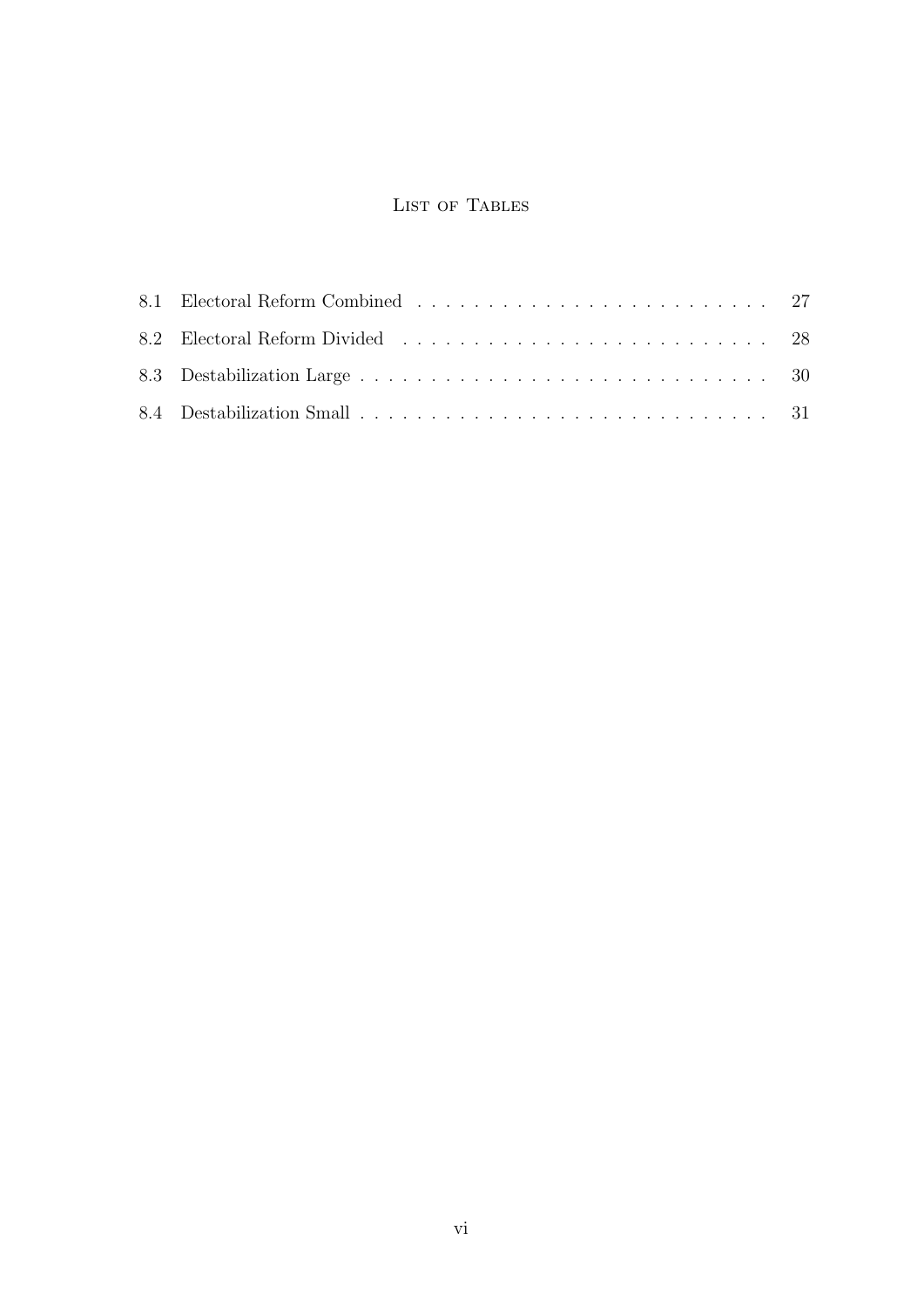# List of Tables

8.1 Electoral Reform Combined . . . . . . . . . . . . . . . . . . . . . . . . . 27

8.2 Electoral Reform Divided . . . . . . . . . . . . . . . . . . . . . . . . . . 28

8.3 Destabilization Large . . . . . . . . . . . . . . . . . . . . . . . . . . . . . 30

8.4 Destabilization Small . . . . . . . . . . . . . . . . . . . . . . . . . . . . . 31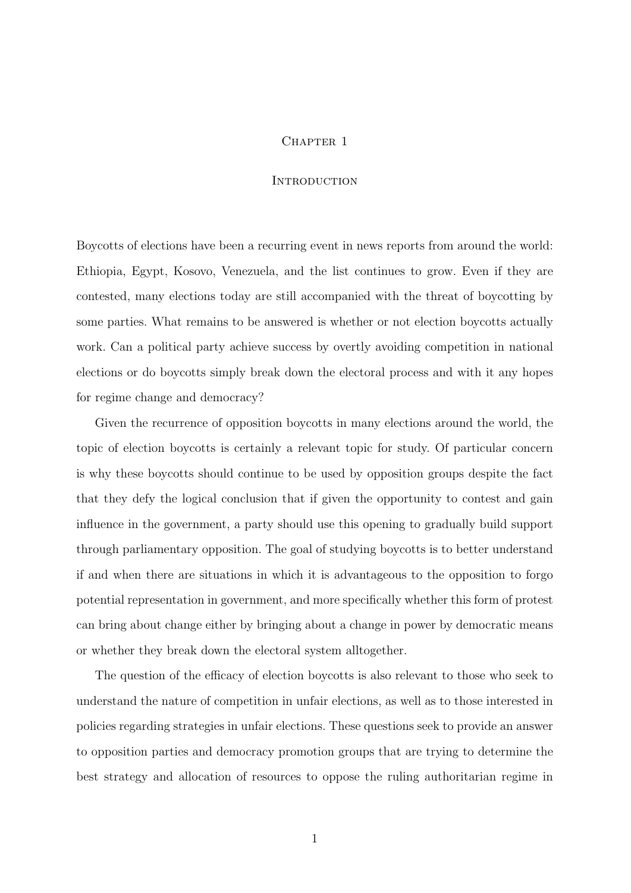# Chapter 1

## Introduction

Boycotts of elections have been a recurring event in news reports from around the world: Ethiopia, Egypt, Kosovo, Venezuela, and the list continues to grow. Even if they are contested, many elections today are still accompanied with the threat of boycotting by some parties. What remains to be answered is whether or not election boycotts actually work. Can a political party achieve success by overtly avoiding competition in national elections or do boycotts simply break down the electoral process and with it any hopes for regime change and democracy?

Given the recurrence of opposition boycotts in many elections around the world, the topic of election boycotts is certainly a relevant topic for study. Of particular concern is why these boycotts should continue to be used by opposition groups despite the fact that they defy the logical conclusion that if given the opportunity to contest and gain influence in the government, a party should use this opening to gradually build support through parliamentary opposition. The goal of studying boycotts is to better understand if and when there are situations in which it is advantageous to the opposition to forgo potential representation in government, and more specifically whether this form of protest can bring about change either by bringing about a change in power by democratic means or whether they break down the electoral system alltogether.

The question of the efficacy of election boycotts is also relevant to those who seek to understand the nature of competition in unfair elections, as well as to those interested in policies regarding strategies in unfair elections. These questions seek to provide an answer to opposition parties and democracy promotion groups that are trying to determine the best strategy and allocation of resources to oppose the ruling authoritarian regime in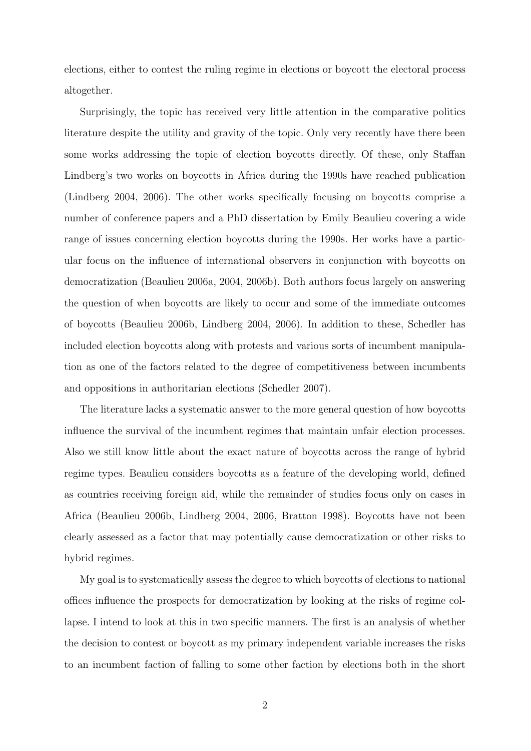elections, either to contest the ruling regime in elections or boycott the electoral process altogether.

Surprisingly, the topic has received very little attention in the comparative politics literature despite the utility and gravity of the topic. Only very recently have there been some works addressing the topic of election boycotts directly. Of these, only Staffan Lindberg's two works on boycotts in Africa during the 1990s have reached publication (Lindberg 2004, 2006). The other works specifically focusing on boycotts comprise a number of conference papers and a PhD dissertation by Emily Beaulieu covering a wide range of issues concerning election boycotts during the 1990s. Her works have a particular focus on the influence of international observers in conjunction with boycotts on democratization (Beaulieu 2006a, 2004, 2006b). Both authors focus largely on answering the question of when boycotts are likely to occur and some of the immediate outcomes of boycotts (Beaulieu 2006b, Lindberg 2004, 2006). In addition to these, Schedler has included election boycotts along with protests and various sorts of incumbent manipulation as one of the factors related to the degree of competitiveness between incumbents and oppositions in authoritarian elections (Schedler 2007).

The literature lacks a systematic answer to the more general question of how boycotts influence the survival of the incumbent regimes that maintain unfair election processes. Also we still know little about the exact nature of boycotts across the range of hybrid regime types. Beaulieu considers boycotts as a feature of the developing world, defined as countries receiving foreign aid, while the remainder of studies focus only on cases in Africa (Beaulieu 2006b, Lindberg 2004, 2006, Bratton 1998). Boycotts have not been clearly assessed as a factor that may potentially cause democratization or other risks to hybrid regimes.

My goal is to systematically assess the degree to which boycotts of elections to national offices influence the prospects for democratization by looking at the risks of regime collapse. I intend to look at this in two specific manners. The first is an analysis of whether the decision to contest or boycott as my primary independent variable increases the risks to an incumbent faction of falling to some other faction by elections both in the short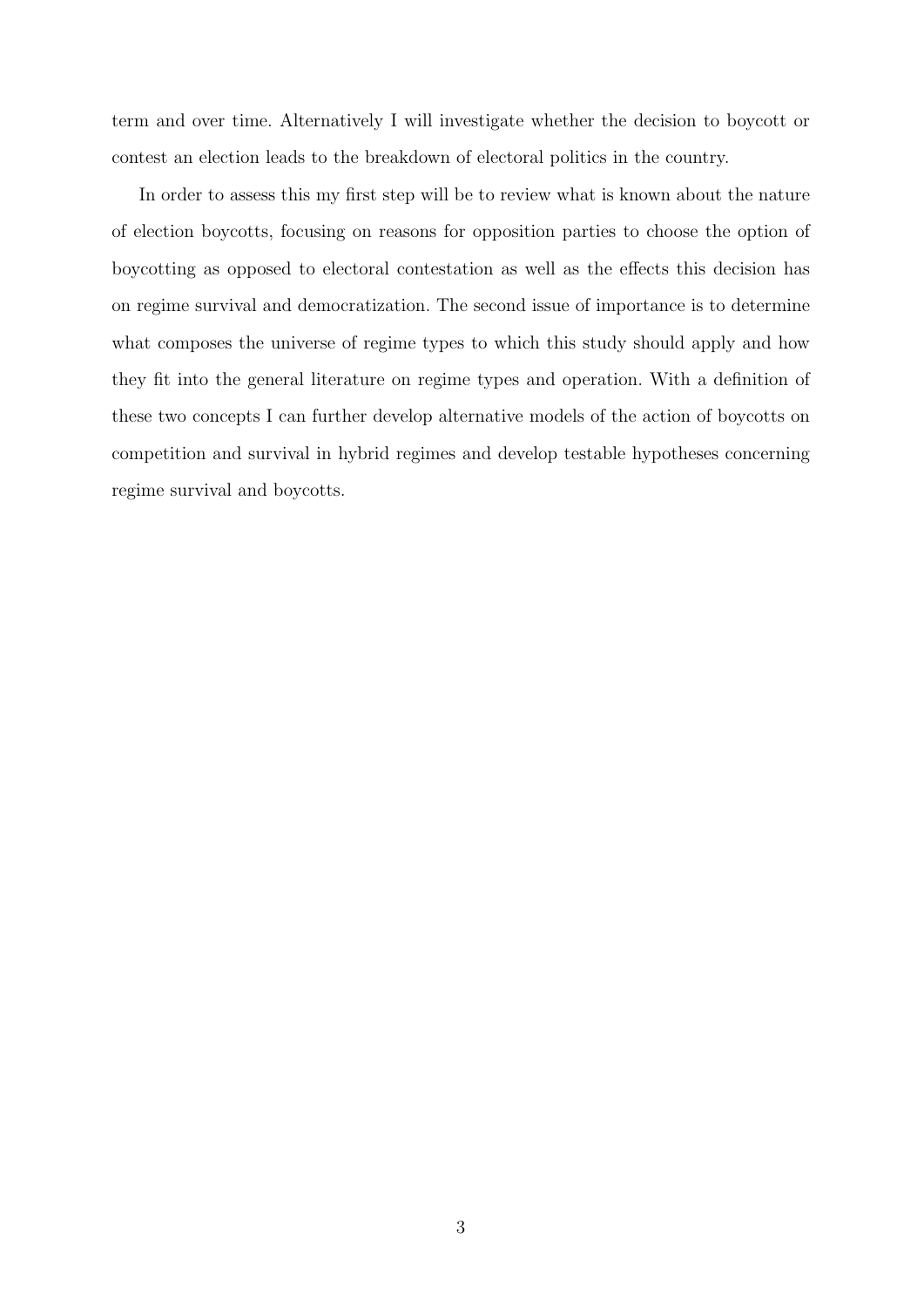term and over time. Alternatively I will investigate whether the decision to boycott or contest an election leads to the breakdown of electoral politics in the country.

In order to assess this my first step will be to review what is known about the nature of election boycotts, focusing on reasons for opposition parties to choose the option of boycotting as opposed to electoral contestation as well as the effects this decision has on regime survival and democratization. The second issue of importance is to determine what composes the universe of regime types to which this study should apply and how they fit into the general literature on regime types and operation. With a definition of these two concepts I can further develop alternative models of the action of boycotts on competition and survival in hybrid regimes and develop testable hypotheses concerning regime survival and boycotts.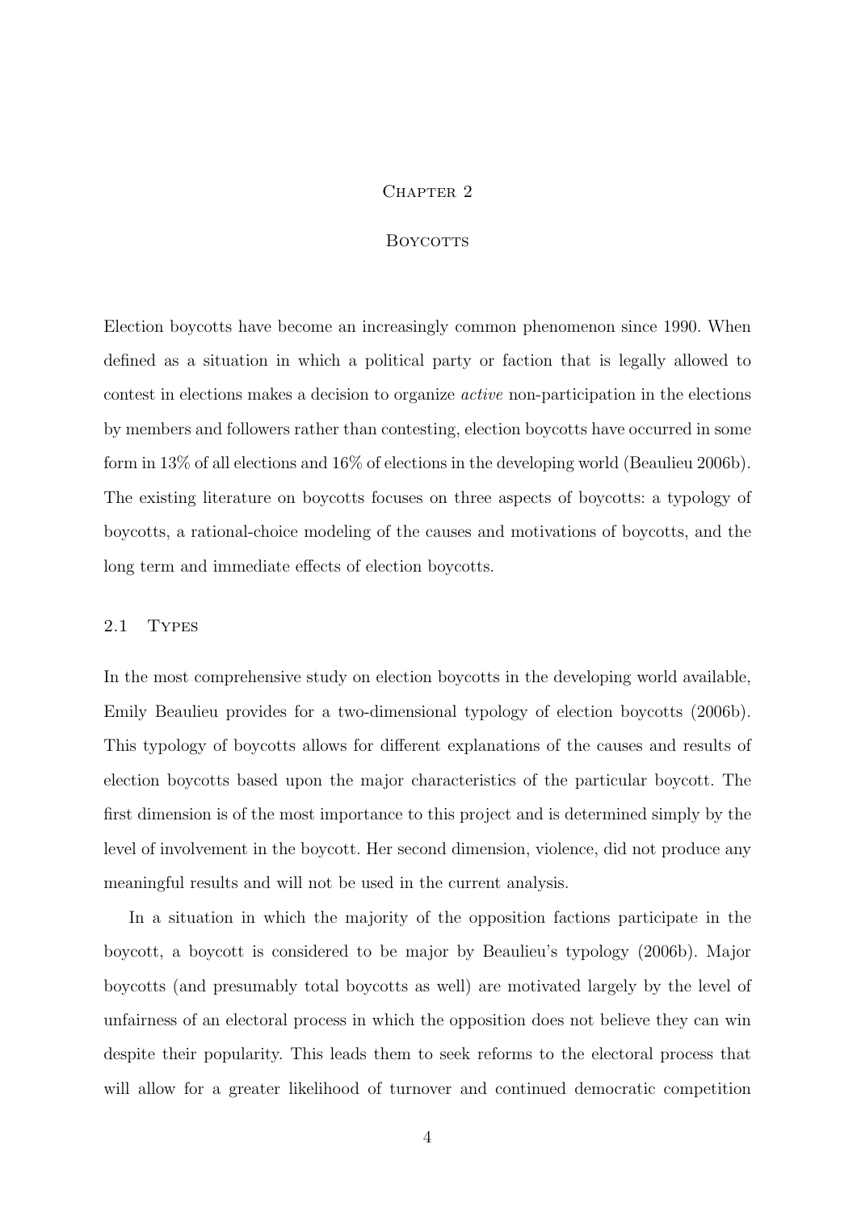# Chapter 2

## Boycotts

Election boycotts have become an increasingly common phenomenon since 1990. When defined as a situation in which a political party or faction that is legally allowed to contest in elections makes a decision to organize *active* non-participation in the elections by members and followers rather than contesting, election boycotts have occurred in some form in 13% of all elections and 16% of elections in the developing world (Beaulieu 2006b). The existing literature on boycotts focuses on three aspects of boycotts: a typology of boycotts, a rational-choice modeling of the causes and motivations of boycotts, and the long term and immediate effects of election boycotts.

### 2.1 Types

In the most comprehensive study on election boycotts in the developing world available, Emily Beaulieu provides for a two-dimensional typology of election boycotts (2006b). This typology of boycotts allows for different explanations of the causes and results of election boycotts based upon the major characteristics of the particular boycott. The first dimension is of the most importance to this project and is determined simply by the level of involvement in the boycott. Her second dimension, violence, did not produce any meaningful results and will not be used in the current analysis.

In a situation in which the majority of the opposition factions participate in the boycott, a boycott is considered to be major by Beaulieu's typology (2006b). Major boycotts (and presumably total boycotts as well) are motivated largely by the level of unfairness of an electoral process in which the opposition does not believe they can win despite their popularity. This leads them to seek reforms to the electoral process that will allow for a greater likelihood of turnover and continued democratic competition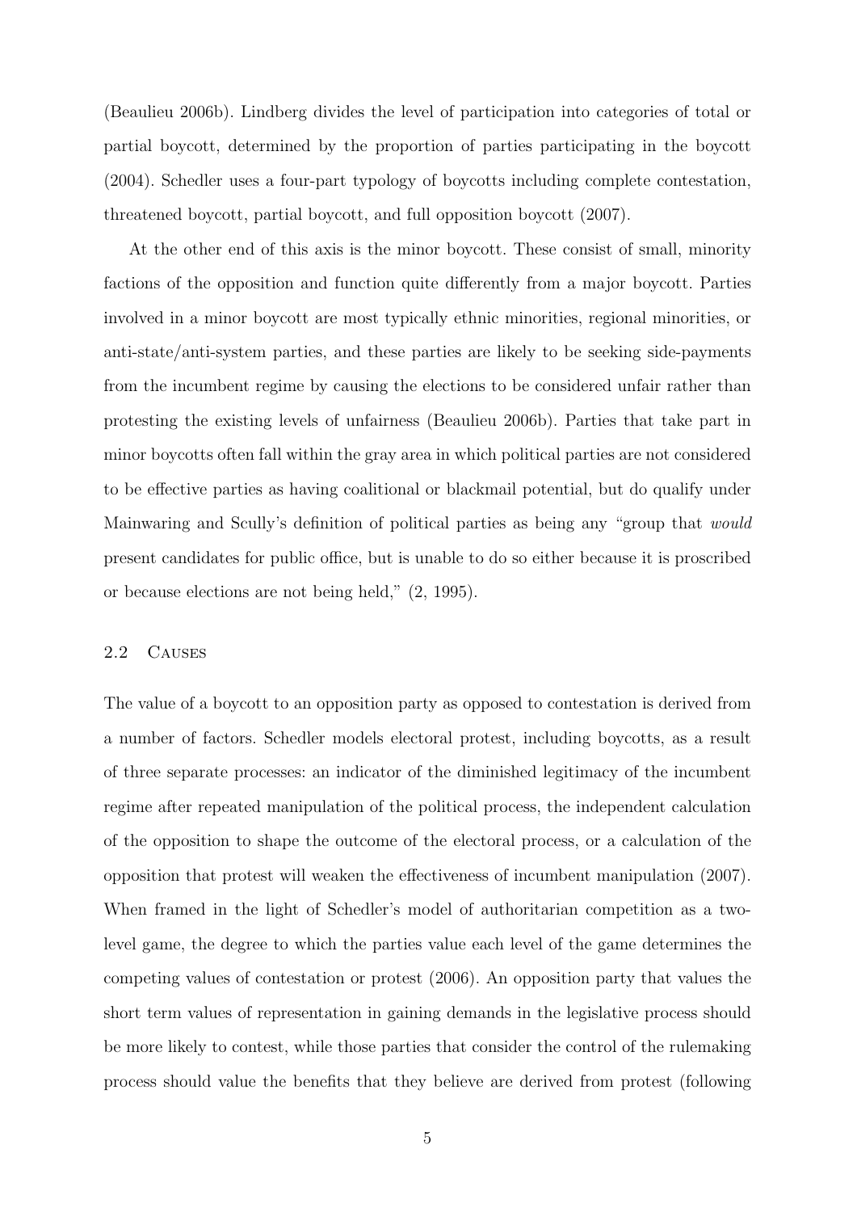(Beaulieu 2006b). Lindberg divides the level of participation into categories of total or partial boycott, determined by the proportion of parties participating in the boycott (2004). Schedler uses a four-part typology of boycotts including complete contestation, threatened boycott, partial boycott, and full opposition boycott (2007).

At the other end of this axis is the minor boycott. These consist of small, minority factions of the opposition and function quite differently from a major boycott. Parties involved in a minor boycott are most typically ethnic minorities, regional minorities, or anti-state/anti-system parties, and these parties are likely to be seeking side-payments from the incumbent regime by causing the elections to be considered unfair rather than protesting the existing levels of unfairness (Beaulieu 2006b). Parties that take part in minor boycotts often fall within the gray area in which political parties are not considered to be effective parties as having coalitional or blackmail potential, but do qualify under Mainwaring and Scully's definition of political parties as being any "group that *would* present candidates for public office, but is unable to do so either because it is proscribed or because elections are not being held," (2, 1995).

### 2.2 Causes

The value of a boycott to an opposition party as opposed to contestation is derived from a number of factors. Schedler models electoral protest, including boycotts, as a result of three separate processes: an indicator of the diminished legitimacy of the incumbent regime after repeated manipulation of the political process, the independent calculation of the opposition to shape the outcome of the electoral process, or a calculation of the opposition that protest will weaken the effectiveness of incumbent manipulation (2007). When framed in the light of Schedler's model of authoritarian competition as a two-level game, the degree to which the parties value each level of the game determines the competing values of contestation or protest (2006). An opposition party that values the short term values of representation in gaining demands in the legislative process should be more likely to contest, while those parties that consider the control of the rulemaking process should value the benefits that they believe are derived from protest (following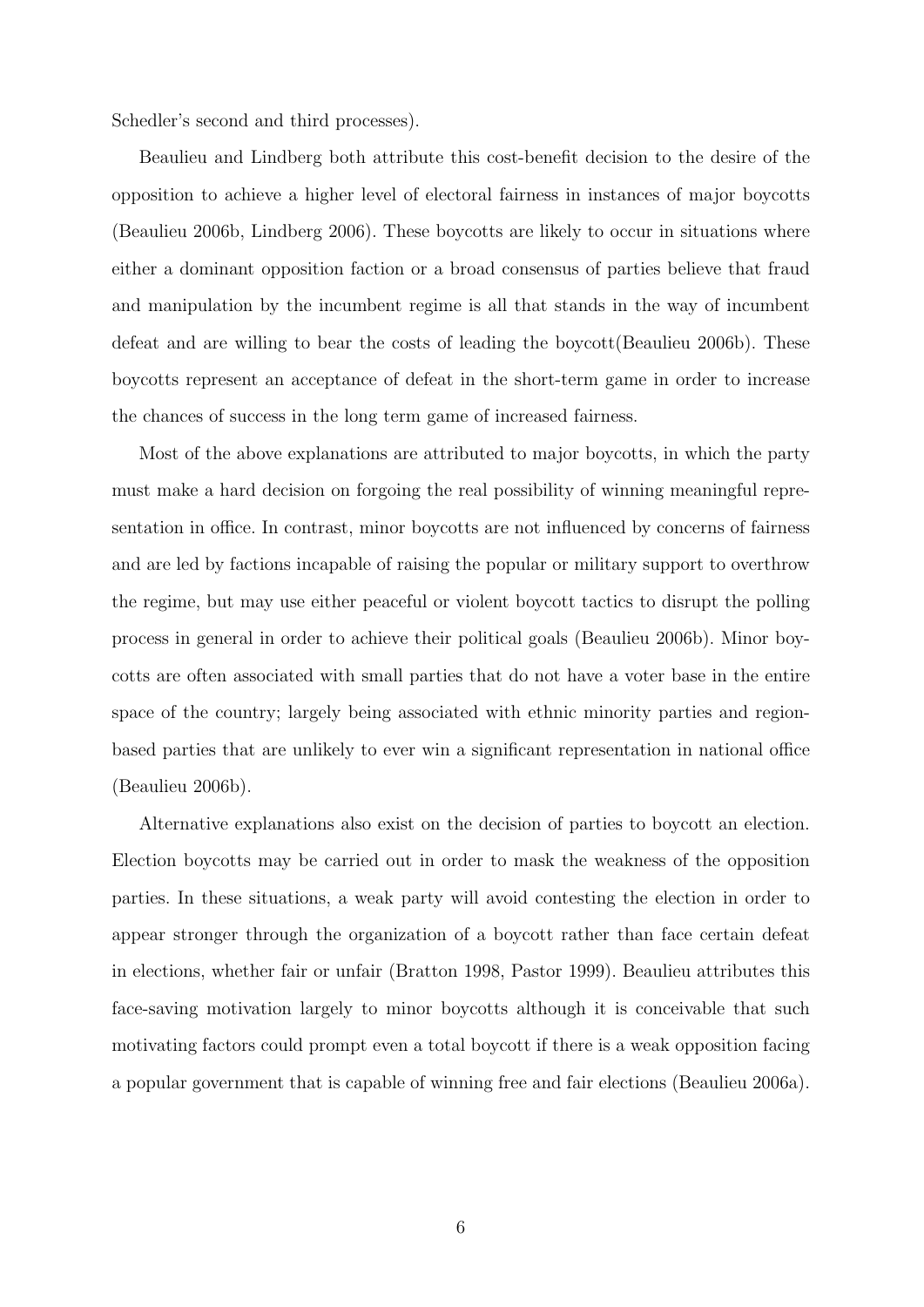Schedler's second and third processes).

Beaulieu and Lindberg both attribute this cost-benefit decision to the desire of the opposition to achieve a higher level of electoral fairness in instances of major boycotts (Beaulieu 2006b, Lindberg 2006). These boycotts are likely to occur in situations where either a dominant opposition faction or a broad consensus of parties believe that fraud and manipulation by the incumbent regime is all that stands in the way of incumbent defeat and are willing to bear the costs of leading the boycott(Beaulieu 2006b). These boycotts represent an acceptance of defeat in the short-term game in order to increase the chances of success in the long term game of increased fairness.

Most of the above explanations are attributed to major boycotts, in which the party must make a hard decision on forgoing the real possibility of winning meaningful representation in office. In contrast, minor boycotts are not influenced by concerns of fairness and are led by factions incapable of raising the popular or military support to overthrow the regime, but may use either peaceful or violent boycott tactics to disrupt the polling process in general in order to achieve their political goals (Beaulieu 2006b). Minor boycotts are often associated with small parties that do not have a voter base in the entire space of the country; largely being associated with ethnic minority parties and region-based parties that are unlikely to ever win a significant representation in national office (Beaulieu 2006b).

Alternative explanations also exist on the decision of parties to boycott an election. Election boycotts may be carried out in order to mask the weakness of the opposition parties. In these situations, a weak party will avoid contesting the election in order to appear stronger through the organization of a boycott rather than face certain defeat in elections, whether fair or unfair (Bratton 1998, Pastor 1999). Beaulieu attributes this face-saving motivation largely to minor boycotts although it is conceivable that such motivating factors could prompt even a total boycott if there is a weak opposition facing a popular government that is capable of winning free and fair elections (Beaulieu 2006a).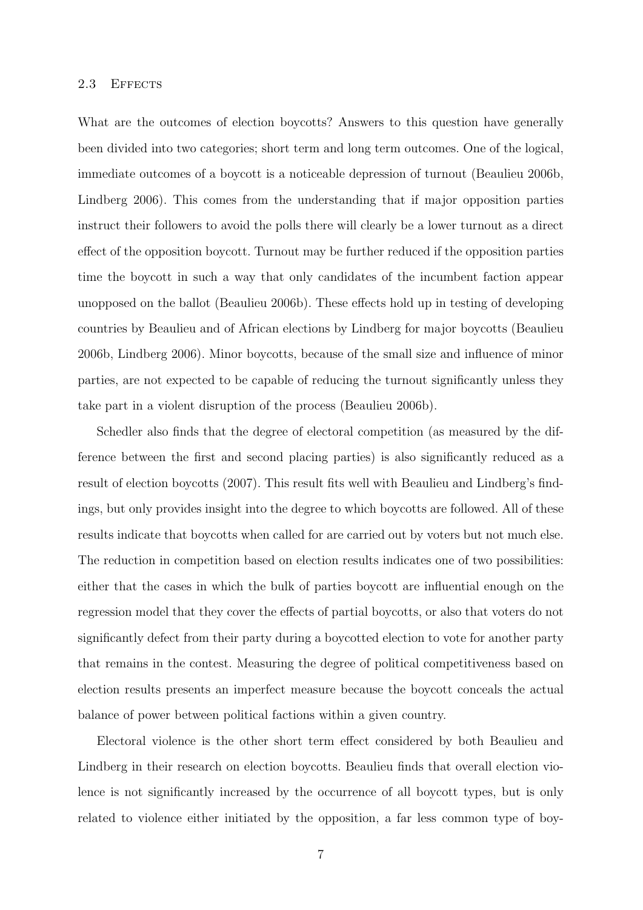### 2.3 Effects

What are the outcomes of election boycotts? Answers to this question have generally been divided into two categories; short term and long term outcomes. One of the logical, immediate outcomes of a boycott is a noticeable depression of turnout (Beaulieu 2006b, Lindberg 2006). This comes from the understanding that if major opposition parties instruct their followers to avoid the polls there will clearly be a lower turnout as a direct effect of the opposition boycott. Turnout may be further reduced if the opposition parties time the boycott in such a way that only candidates of the incumbent faction appear unopposed on the ballot (Beaulieu 2006b). These effects hold up in testing of developing countries by Beaulieu and of African elections by Lindberg for major boycotts (Beaulieu 2006b, Lindberg 2006). Minor boycotts, because of the small size and influence of minor parties, are not expected to be capable of reducing the turnout significantly unless they take part in a violent disruption of the process (Beaulieu 2006b).

Schedler also finds that the degree of electoral competition (as measured by the difference between the first and second placing parties) is also significantly reduced as a result of election boycotts (2007). This result fits well with Beaulieu and Lindberg's findings, but only provides insight into the degree to which boycotts are followed. All of these results indicate that boycotts when called for are carried out by voters but not much else. The reduction in competition based on election results indicates one of two possibilities: either that the cases in which the bulk of parties boycott are influential enough on the regression model that they cover the effects of partial boycotts, or also that voters do not significantly defect from their party during a boycotted election to vote for another party that remains in the contest. Measuring the degree of political competitiveness based on election results presents an imperfect measure because the boycott conceals the actual balance of power between political factions within a given country.

Electoral violence is the other short term effect considered by both Beaulieu and Lindberg in their research on election boycotts. Beaulieu finds that overall election violence is not significantly increased by the occurrence of all boycott types, but is only related to violence either initiated by the opposition, a far less common type of boy-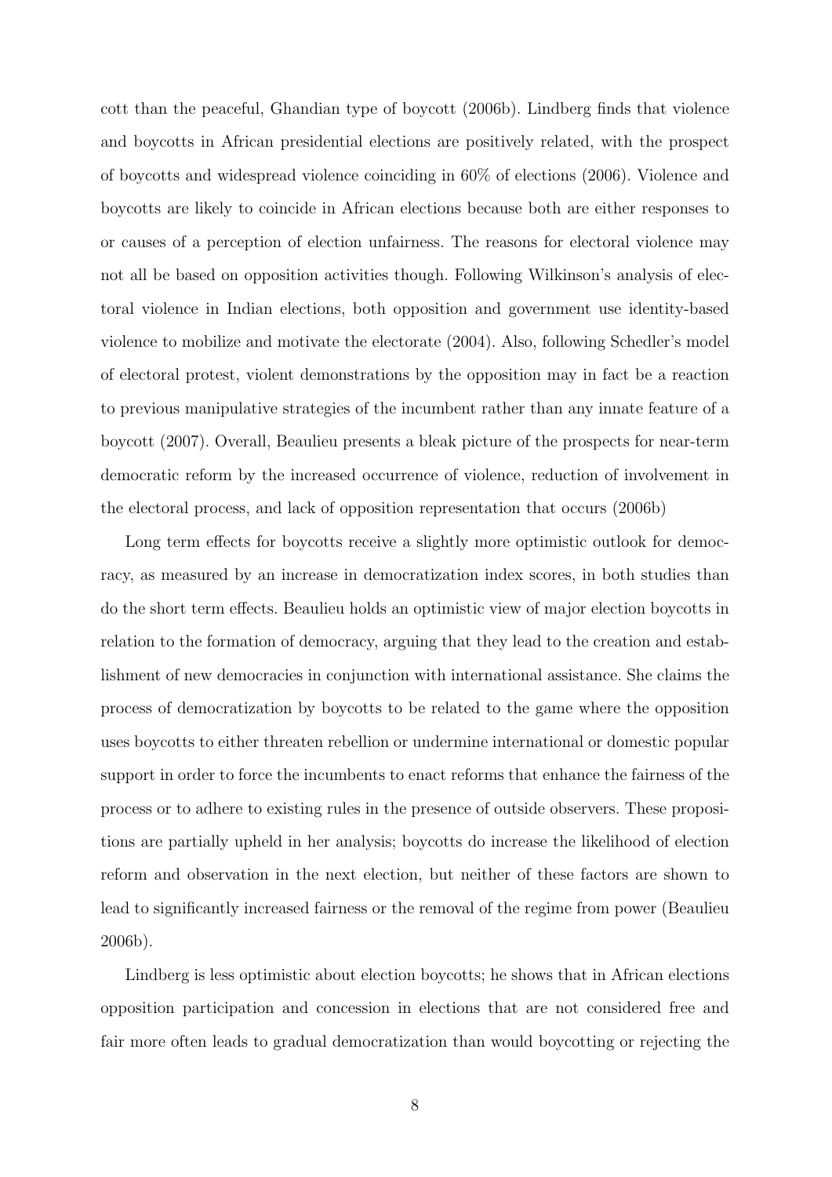cott than the peaceful, Ghandian type of boycott (2006b). Lindberg finds that violence and boycotts in African presidential elections are positively related, with the prospect of boycotts and widespread violence coinciding in 60% of elections (2006). Violence and boycotts are likely to coincide in African elections because both are either responses to or causes of a perception of election unfairness. The reasons for electoral violence may not all be based on opposition activities though. Following Wilkinson's analysis of electoral violence in Indian elections, both opposition and government use identity-based violence to mobilize and motivate the electorate (2004). Also, following Schedler's model of electoral protest, violent demonstrations by the opposition may in fact be a reaction to previous manipulative strategies of the incumbent rather than any innate feature of a boycott (2007). Overall, Beaulieu presents a bleak picture of the prospects for near-term democratic reform by the increased occurrence of violence, reduction of involvement in the electoral process, and lack of opposition representation that occurs (2006b)

Long term effects for boycotts receive a slightly more optimistic outlook for democracy, as measured by an increase in democratization index scores, in both studies than do the short term effects. Beaulieu holds an optimistic view of major election boycotts in relation to the formation of democracy, arguing that they lead to the creation and establishment of new democracies in conjunction with international assistance. She claims the process of democratization by boycotts to be related to the game where the opposition uses boycotts to either threaten rebellion or undermine international or domestic popular support in order to force the incumbents to enact reforms that enhance the fairness of the process or to adhere to existing rules in the presence of outside observers. These propositions are partially upheld in her analysis; boycotts do increase the likelihood of election reform and observation in the next election, but neither of these factors are shown to lead to significantly increased fairness or the removal of the regime from power (Beaulieu 2006b).

Lindberg is less optimistic about election boycotts; he shows that in African elections opposition participation and concession in elections that are not considered free and fair more often leads to gradual democratization than would boycotting or rejecting the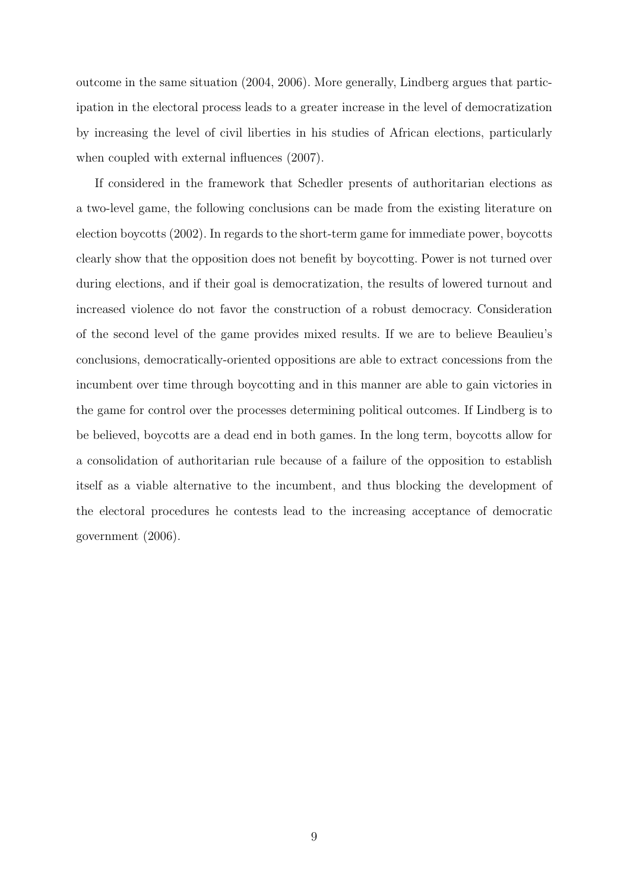outcome in the same situation (2004, 2006). More generally, Lindberg argues that participation in the electoral process leads to a greater increase in the level of democratization by increasing the level of civil liberties in his studies of African elections, particularly when coupled with external influences (2007).

If considered in the framework that Schedler presents of authoritarian elections as a two-level game, the following conclusions can be made from the existing literature on election boycotts (2002). In regards to the short-term game for immediate power, boycotts clearly show that the opposition does not benefit by boycotting. Power is not turned over during elections, and if their goal is democratization, the results of lowered turnout and increased violence do not favor the construction of a robust democracy. Consideration of the second level of the game provides mixed results. If we are to believe Beaulieu's conclusions, democratically-oriented oppositions are able to extract concessions from the incumbent over time through boycotting and in this manner are able to gain victories in the game for control over the processes determining political outcomes. If Lindberg is to be believed, boycotts are a dead end in both games. In the long term, boycotts allow for a consolidation of authoritarian rule because of a failure of the opposition to establish itself as a viable alternative to the incumbent, and thus blocking the development of the electoral procedures he contests lead to the increasing acceptance of democratic government (2006).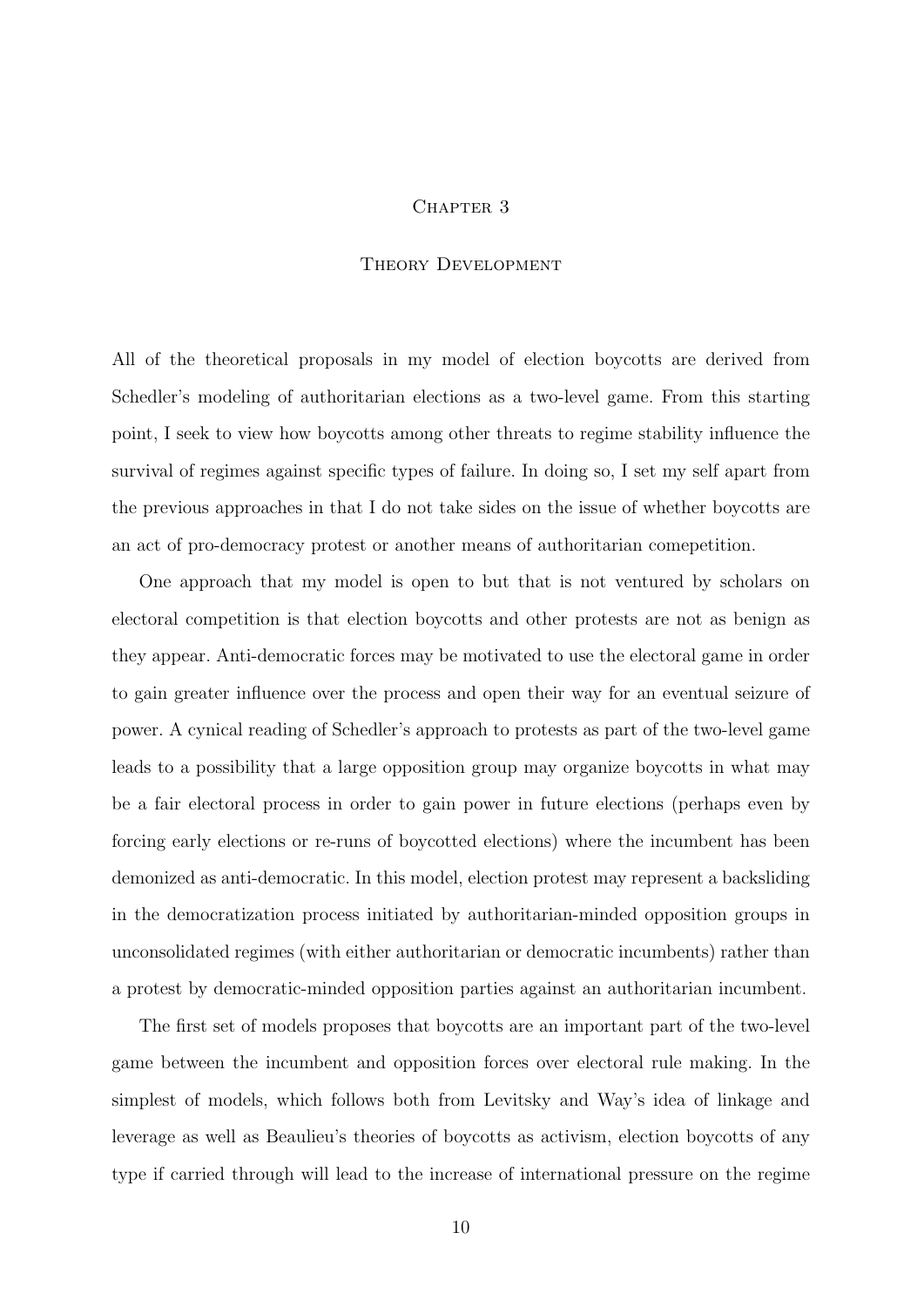# Chapter 3

## Theory Development

All of the theoretical proposals in my model of election boycotts are derived from Schedler's modeling of authoritarian elections as a two-level game. From this starting point, I seek to view how boycotts among other threats to regime stability influence the survival of regimes against specific types of failure. In doing so, I set my self apart from the previous approaches in that I do not take sides on the issue of whether boycotts are an act of pro-democracy protest or another means of authoritarian comepetition.

One approach that my model is open to but that is not ventured by scholars on electoral competition is that election boycotts and other protests are not as benign as they appear. Anti-democratic forces may be motivated to use the electoral game in order to gain greater influence over the process and open their way for an eventual seizure of power. A cynical reading of Schedler's approach to protests as part of the two-level game leads to a possibility that a large opposition group may organize boycotts in what may be a fair electoral process in order to gain power in future elections (perhaps even by forcing early elections or re-runs of boycotted elections) where the incumbent has been demonized as anti-democratic. In this model, election protest may represent a backsliding in the democratization process initiated by authoritarian-minded opposition groups in unconsolidated regimes (with either authoritarian or democratic incumbents) rather than a protest by democratic-minded opposition parties against an authoritarian incumbent.

The first set of models proposes that boycotts are an important part of the two-level game between the incumbent and opposition forces over electoral rule making. In the simplest of models, which follows both from Levitsky and Way's idea of linkage and leverage as well as Beaulieu's theories of boycotts as activism, election boycotts of any type if carried through will lead to the increase of international pressure on the regime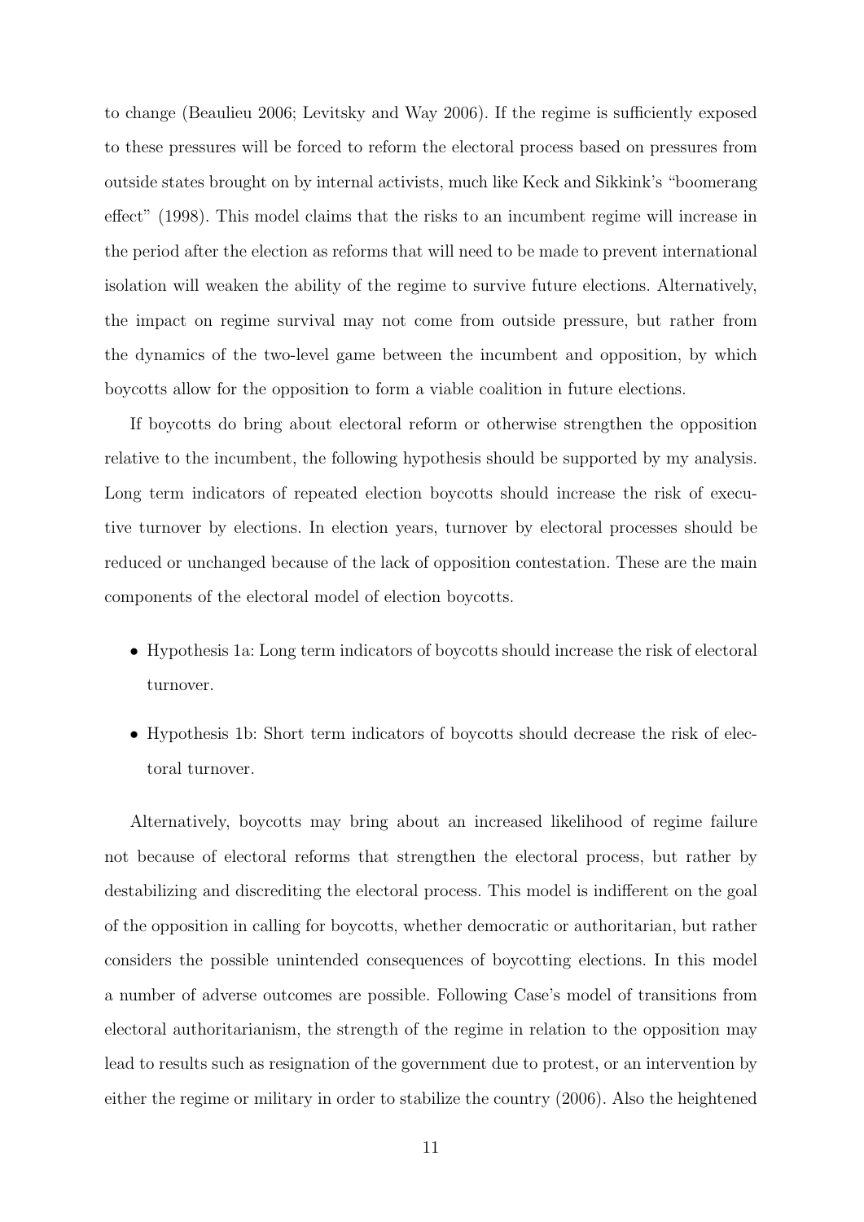to change (Beaulieu 2006; Levitsky and Way 2006). If the regime is sufficiently exposed to these pressures will be forced to reform the electoral process based on pressures from outside states brought on by internal activists, much like Keck and Sikkink's "boomerang effect" (1998). This model claims that the risks to an incumbent regime will increase in the period after the election as reforms that will need to be made to prevent international isolation will weaken the ability of the regime to survive future elections. Alternatively, the impact on regime survival may not come from outside pressure, but rather from the dynamics of the two-level game between the incumbent and opposition, by which boycotts allow for the opposition to form a viable coalition in future elections.

If boycotts do bring about electoral reform or otherwise strengthen the opposition relative to the incumbent, the following hypothesis should be supported by my analysis. Long term indicators of repeated election boycotts should increase the risk of executive turnover by elections. In election years, turnover by electoral processes should be reduced or unchanged because of the lack of opposition contestation. These are the main components of the electoral model of election boycotts.

- Hypothesis 1a: Long term indicators of boycotts should increase the risk of electoral turnover.
- Hypothesis 1b: Short term indicators of boycotts should decrease the risk of electoral turnover.

Alternatively, boycotts may bring about an increased likelihood of regime failure not because of electoral reforms that strengthen the electoral process, but rather by destabilizing and discrediting the electoral process. This model is indifferent on the goal of the opposition in calling for boycotts, whether democratic or authoritarian, but rather considers the possible unintended consequences of boycotting elections. In this model a number of adverse outcomes are possible. Following Case's model of transitions from electoral authoritarianism, the strength of the regime in relation to the opposition may lead to results such as resignation of the government due to protest, or an intervention by either the regime or military in order to stabilize the country (2006). Also the heightened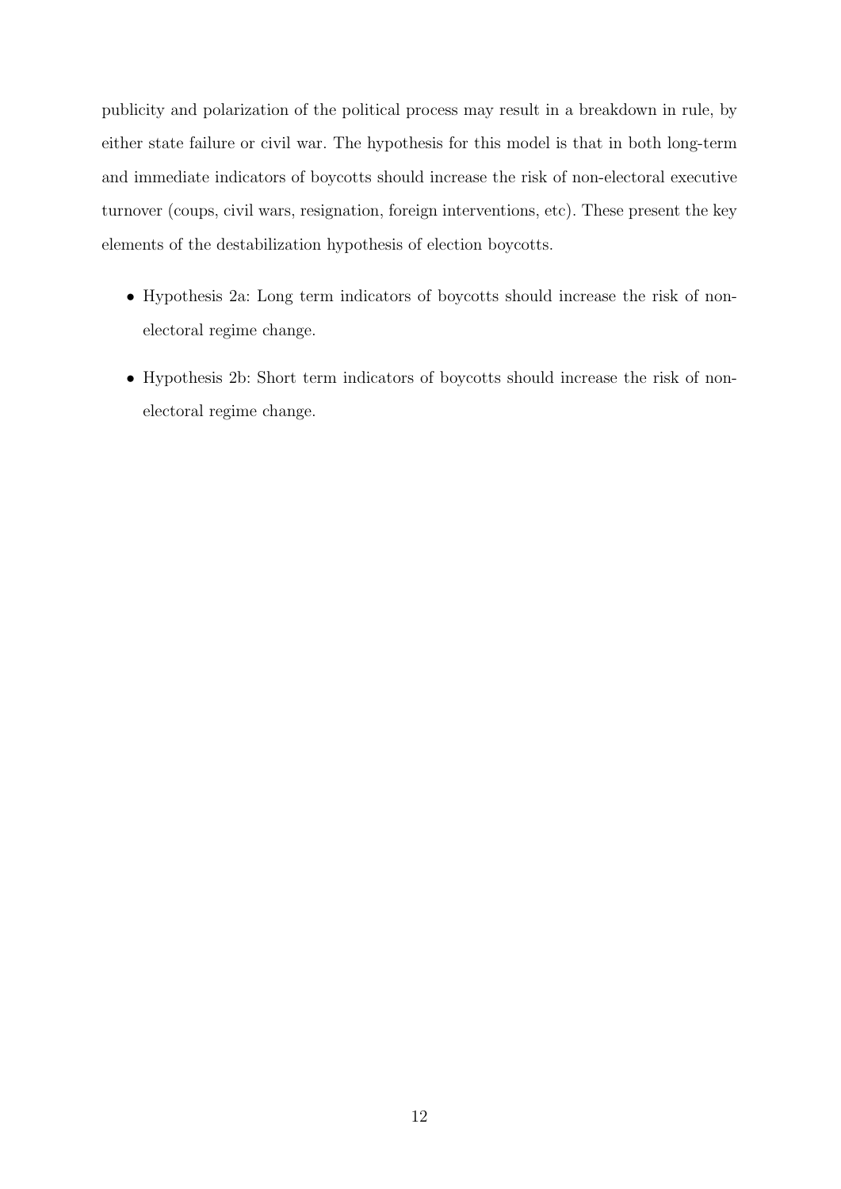publicity and polarization of the political process may result in a breakdown in rule, by either state failure or civil war. The hypothesis for this model is that in both long-term and immediate indicators of boycotts should increase the risk of non-electoral executive turnover (coups, civil wars, resignation, foreign interventions, etc). These present the key elements of the destabilization hypothesis of election boycotts.

- Hypothesis 2a: Long term indicators of boycotts should increase the risk of non-electoral regime change.
- Hypothesis 2b: Short term indicators of boycotts should increase the risk of non-electoral regime change.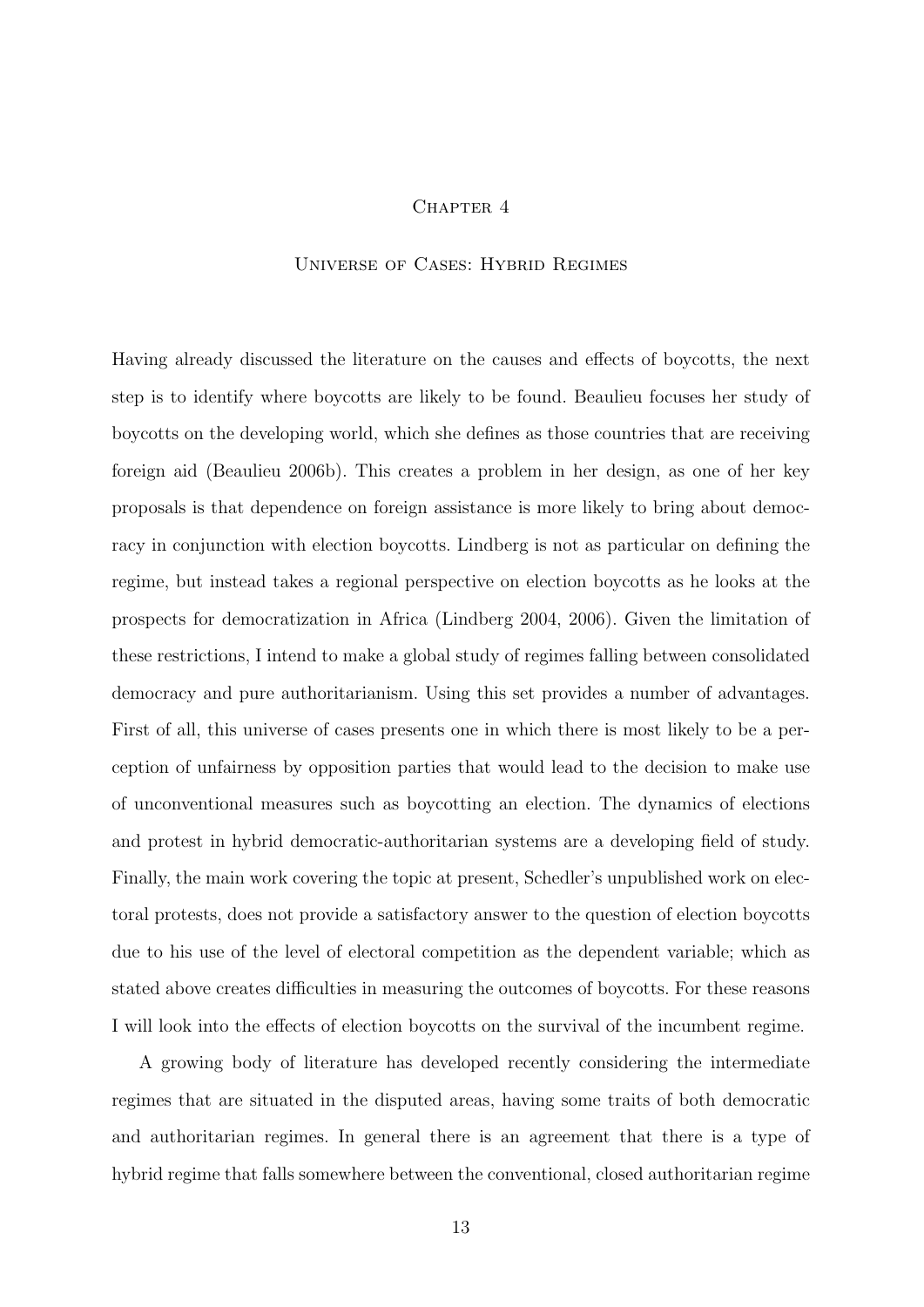# Chapter 4

## Universe of Cases: Hybrid Regimes

Having already discussed the literature on the causes and effects of boycotts, the next step is to identify where boycotts are likely to be found. Beaulieu focuses her study of boycotts on the developing world, which she defines as those countries that are receiving foreign aid (Beaulieu 2006b). This creates a problem in her design, as one of her key proposals is that dependence on foreign assistance is more likely to bring about democracy in conjunction with election boycotts. Lindberg is not as particular on defining the regime, but instead takes a regional perspective on election boycotts as he looks at the prospects for democratization in Africa (Lindberg 2004, 2006). Given the limitation of these restrictions, I intend to make a global study of regimes falling between consolidated democracy and pure authoritarianism. Using this set provides a number of advantages. First of all, this universe of cases presents one in which there is most likely to be a perception of unfairness by opposition parties that would lead to the decision to make use of unconventional measures such as boycotting an election. The dynamics of elections and protest in hybrid democratic-authoritarian systems are a developing field of study. Finally, the main work covering the topic at present, Schedler's unpublished work on electoral protests, does not provide a satisfactory answer to the question of election boycotts due to his use of the level of electoral competition as the dependent variable; which as stated above creates difficulties in measuring the outcomes of boycotts. For these reasons I will look into the effects of election boycotts on the survival of the incumbent regime.

A growing body of literature has developed recently considering the intermediate regimes that are situated in the disputed areas, having some traits of both democratic and authoritarian regimes. In general there is an agreement that there is a type of hybrid regime that falls somewhere between the conventional, closed authoritarian regime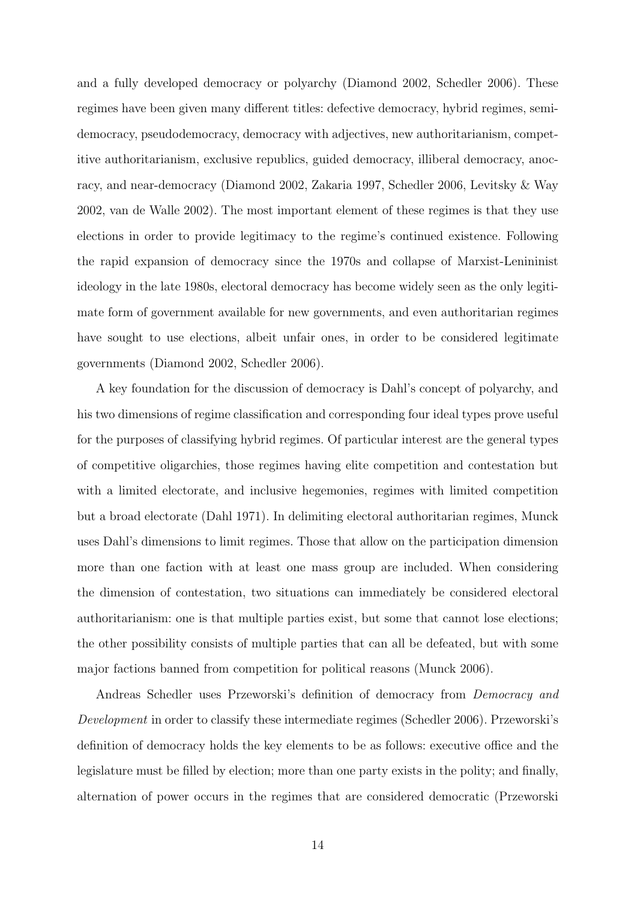and a fully developed democracy or polyarchy (Diamond 2002, Schedler 2006). These regimes have been given many different titles: defective democracy, hybrid regimes, semi-democracy, pseudodemocracy, democracy with adjectives, new authoritarianism, competitive authoritarianism, exclusive republics, guided democracy, illiberal democracy, anocracy, and near-democracy (Diamond 2002, Zakaria 1997, Schedler 2006, Levitsky & Way 2002, van de Walle 2002). The most important element of these regimes is that they use elections in order to provide legitimacy to the regime's continued existence. Following the rapid expansion of democracy since the 1970s and collapse of Marxist-Lenininist ideology in the late 1980s, electoral democracy has become widely seen as the only legitimate form of government available for new governments, and even authoritarian regimes have sought to use elections, albeit unfair ones, in order to be considered legitimate governments (Diamond 2002, Schedler 2006).

A key foundation for the discussion of democracy is Dahl's concept of polyarchy, and his two dimensions of regime classification and corresponding four ideal types prove useful for the purposes of classifying hybrid regimes. Of particular interest are the general types of competitive oligarchies, those regimes having elite competition and contestation but with a limited electorate, and inclusive hegemonies, regimes with limited competition but a broad electorate (Dahl 1971). In delimiting electoral authoritarian regimes, Munck uses Dahl's dimensions to limit regimes. Those that allow on the participation dimension more than one faction with at least one mass group are included. When considering the dimension of contestation, two situations can immediately be considered electoral authoritarianism: one is that multiple parties exist, but some that cannot lose elections; the other possibility consists of multiple parties that can all be defeated, but with some major factions banned from competition for political reasons (Munck 2006).

Andreas Schedler uses Przeworski's definition of democracy from *Democracy and Development* in order to classify these intermediate regimes (Schedler 2006). Przeworski's definition of democracy holds the key elements to be as follows: executive office and the legislature must be filled by election; more than one party exists in the polity; and finally, alternation of power occurs in the regimes that are considered democratic (Przeworski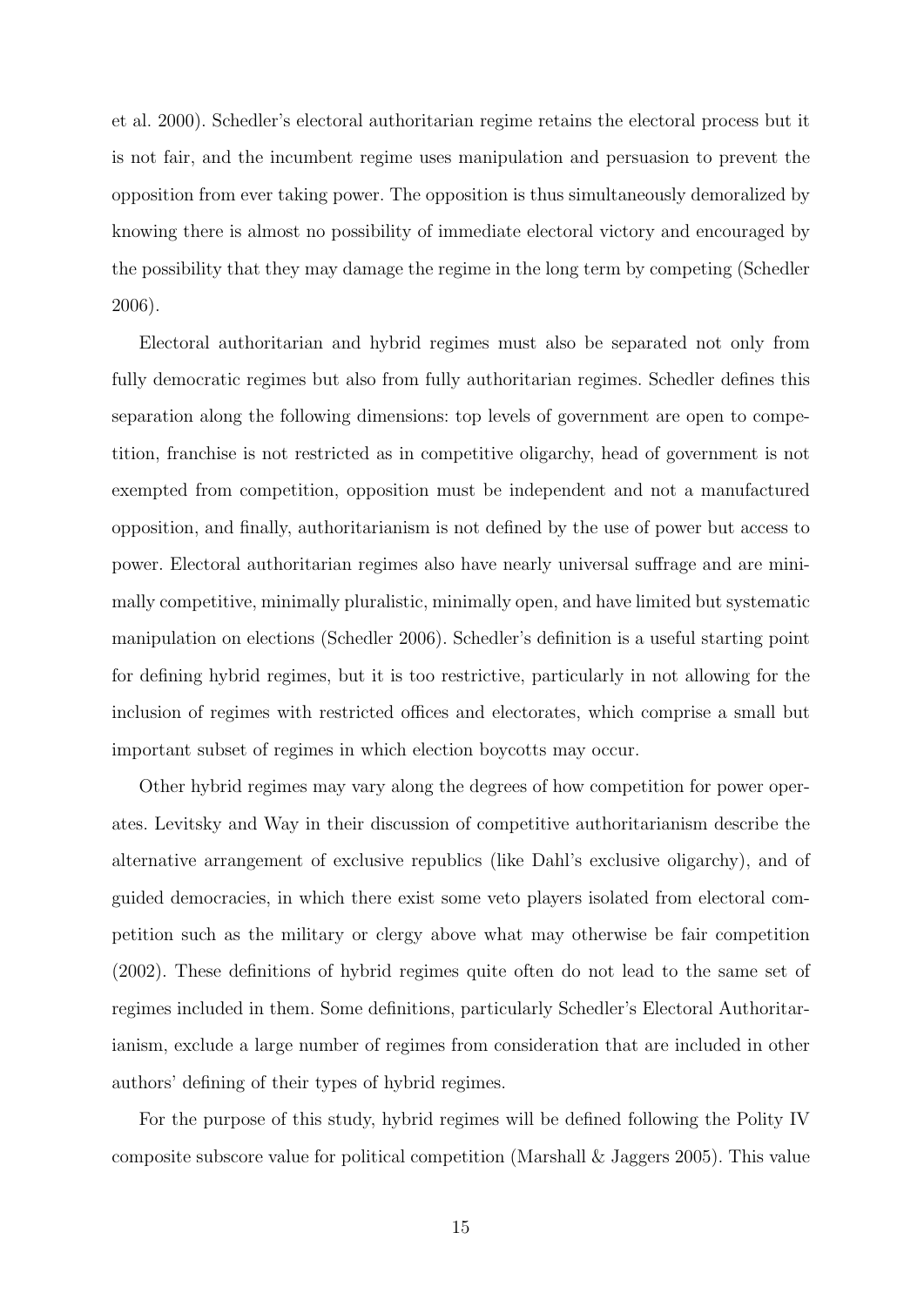et al. 2000). Schedler's electoral authoritarian regime retains the electoral process but it is not fair, and the incumbent regime uses manipulation and persuasion to prevent the opposition from ever taking power. The opposition is thus simultaneously demoralized by knowing there is almost no possibility of immediate electoral victory and encouraged by the possibility that they may damage the regime in the long term by competing (Schedler 2006).

Electoral authoritarian and hybrid regimes must also be separated not only from fully democratic regimes but also from fully authoritarian regimes. Schedler defines this separation along the following dimensions: top levels of government are open to competition, franchise is not restricted as in competitive oligarchy, head of government is not exempted from competition, opposition must be independent and not a manufactured opposition, and finally, authoritarianism is not defined by the use of power but access to power. Electoral authoritarian regimes also have nearly universal suffrage and are minimally competitive, minimally pluralistic, minimally open, and have limited but systematic manipulation on elections (Schedler 2006). Schedler's definition is a useful starting point for defining hybrid regimes, but it is too restrictive, particularly in not allowing for the inclusion of regimes with restricted offices and electorates, which comprise a small but important subset of regimes in which election boycotts may occur.

Other hybrid regimes may vary along the degrees of how competition for power operates. Levitsky and Way in their discussion of competitive authoritarianism describe the alternative arrangement of exclusive republics (like Dahl's exclusive oligarchy), and of guided democracies, in which there exist some veto players isolated from electoral competition such as the military or clergy above what may otherwise be fair competition (2002). These definitions of hybrid regimes quite often do not lead to the same set of regimes included in them. Some definitions, particularly Schedler's Electoral Authoritarianism, exclude a large number of regimes from consideration that are included in other authors' defining of their types of hybrid regimes.

For the purpose of this study, hybrid regimes will be defined following the Polity IV composite subscore value for political competition (Marshall & Jaggers 2005). This value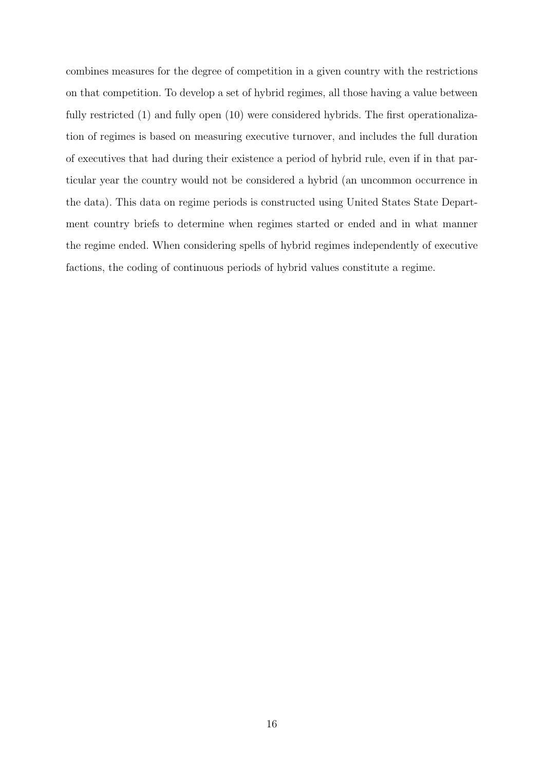combines measures for the degree of competition in a given country with the restrictions on that competition. To develop a set of hybrid regimes, all those having a value between fully restricted (1) and fully open (10) were considered hybrids. The first operationalization of regimes is based on measuring executive turnover, and includes the full duration of executives that had during their existence a period of hybrid rule, even if in that particular year the country would not be considered a hybrid (an uncommon occurrence in the data). This data on regime periods is constructed using United States State Department country briefs to determine when regimes started or ended and in what manner the regime ended. When considering spells of hybrid regimes independently of executive factions, the coding of continuous periods of hybrid values constitute a regime.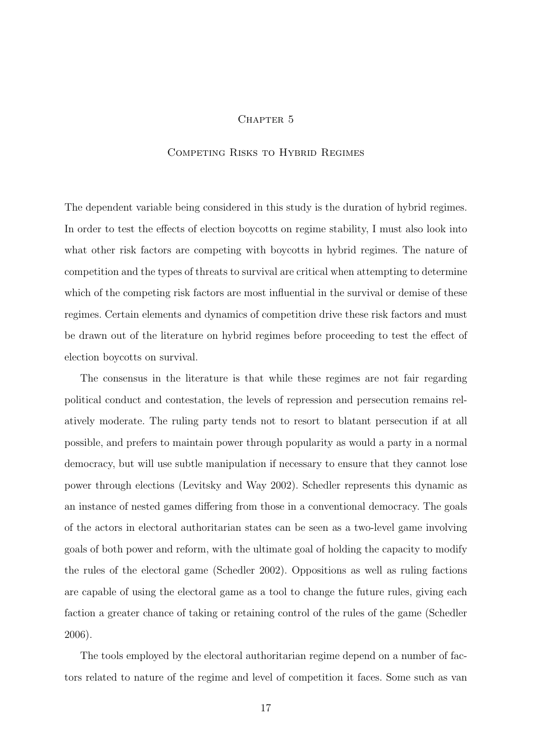# Chapter 5

## Competing Risks to Hybrid Regimes

The dependent variable being considered in this study is the duration of hybrid regimes. In order to test the effects of election boycotts on regime stability, I must also look into what other risk factors are competing with boycotts in hybrid regimes. The nature of competition and the types of threats to survival are critical when attempting to determine which of the competing risk factors are most influential in the survival or demise of these regimes. Certain elements and dynamics of competition drive these risk factors and must be drawn out of the literature on hybrid regimes before proceeding to test the effect of election boycotts on survival.

The consensus in the literature is that while these regimes are not fair regarding political conduct and contestation, the levels of repression and persecution remains relatively moderate. The ruling party tends not to resort to blatant persecution if at all possible, and prefers to maintain power through popularity as would a party in a normal democracy, but will use subtle manipulation if necessary to ensure that they cannot lose power through elections (Levitsky and Way 2002). Schedler represents this dynamic as an instance of nested games differing from those in a conventional democracy. The goals of the actors in electoral authoritarian states can be seen as a two-level game involving goals of both power and reform, with the ultimate goal of holding the capacity to modify the rules of the electoral game (Schedler 2002). Oppositions as well as ruling factions are capable of using the electoral game as a tool to change the future rules, giving each faction a greater chance of taking or retaining control of the rules of the game (Schedler 2006).

The tools employed by the electoral authoritarian regime depend on a number of factors related to nature of the regime and level of competition it faces. Some such as van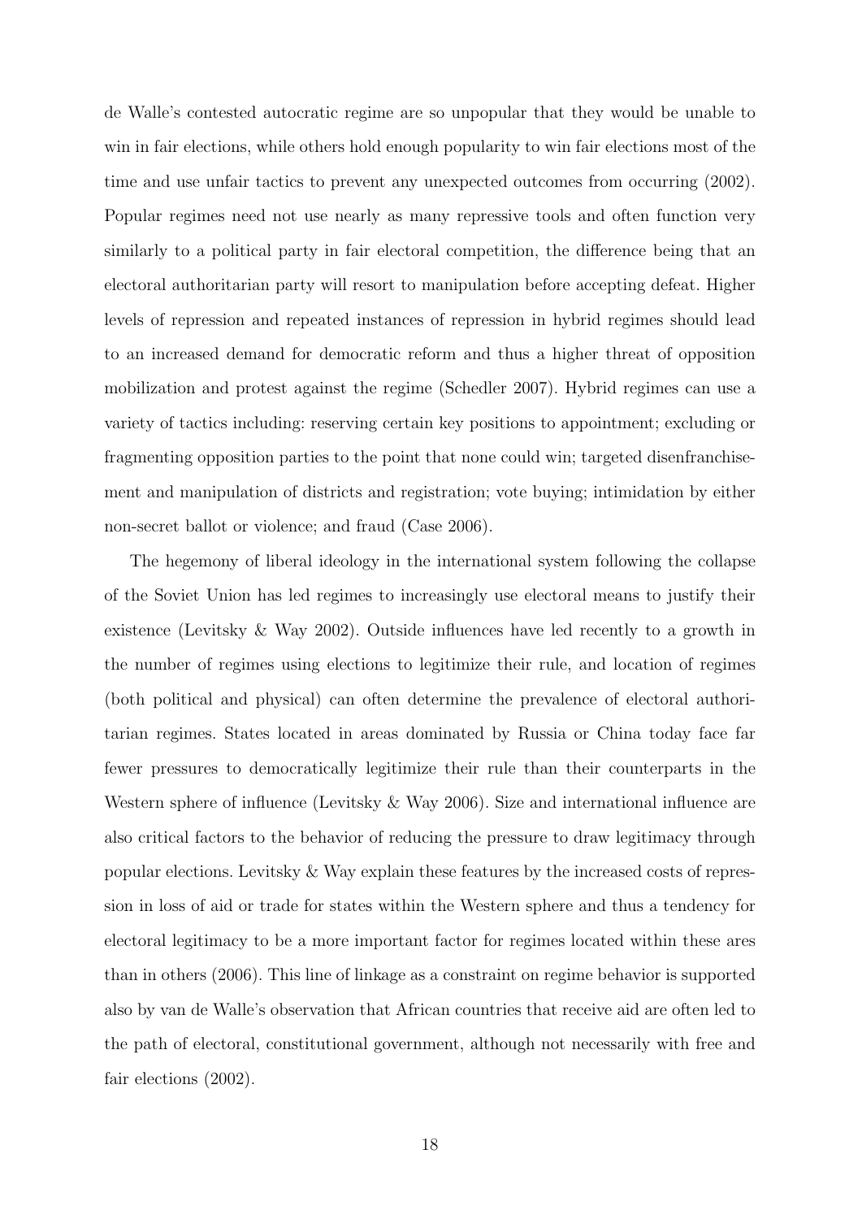de Walle's contested autocratic regime are so unpopular that they would be unable to win in fair elections, while others hold enough popularity to win fair elections most of the time and use unfair tactics to prevent any unexpected outcomes from occurring (2002). Popular regimes need not use nearly as many repressive tools and often function very similarly to a political party in fair electoral competition, the difference being that an electoral authoritarian party will resort to manipulation before accepting defeat. Higher levels of repression and repeated instances of repression in hybrid regimes should lead to an increased demand for democratic reform and thus a higher threat of opposition mobilization and protest against the regime (Schedler 2007). Hybrid regimes can use a variety of tactics including: reserving certain key positions to appointment; excluding or fragmenting opposition parties to the point that none could win; targeted disenfranchisement and manipulation of districts and registration; vote buying; intimidation by either non-secret ballot or violence; and fraud (Case 2006).

The hegemony of liberal ideology in the international system following the collapse of the Soviet Union has led regimes to increasingly use electoral means to justify their existence (Levitsky & Way 2002). Outside influences have led recently to a growth in the number of regimes using elections to legitimize their rule, and location of regimes (both political and physical) can often determine the prevalence of electoral authoritarian regimes. States located in areas dominated by Russia or China today face far fewer pressures to democratically legitimize their rule than their counterparts in the Western sphere of influence (Levitsky & Way 2006). Size and international influence are also critical factors to the behavior of reducing the pressure to draw legitimacy through popular elections. Levitsky & Way explain these features by the increased costs of repression in loss of aid or trade for states within the Western sphere and thus a tendency for electoral legitimacy to be a more important factor for regimes located within these ares than in others (2006). This line of linkage as a constraint on regime behavior is supported also by van de Walle's observation that African countries that receive aid are often led to the path of electoral, constitutional government, although not necessarily with free and fair elections (2002).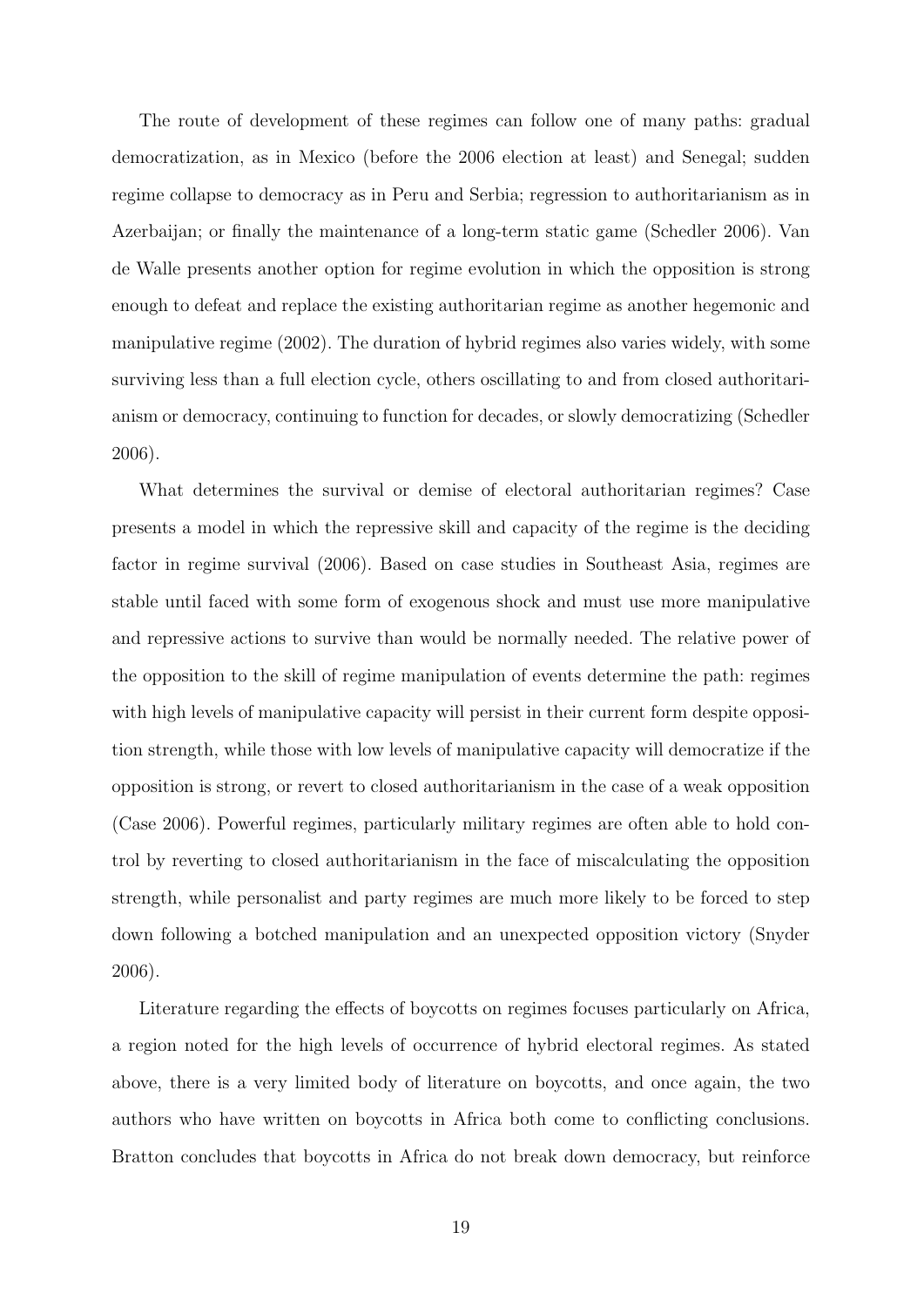The route of development of these regimes can follow one of many paths: gradual democratization, as in Mexico (before the 2006 election at least) and Senegal; sudden regime collapse to democracy as in Peru and Serbia; regression to authoritarianism as in Azerbaijan; or finally the maintenance of a long-term static game (Schedler 2006). Van de Walle presents another option for regime evolution in which the opposition is strong enough to defeat and replace the existing authoritarian regime as another hegemonic and manipulative regime (2002). The duration of hybrid regimes also varies widely, with some surviving less than a full election cycle, others oscillating to and from closed authoritarianism or democracy, continuing to function for decades, or slowly democratizing (Schedler 2006).

What determines the survival or demise of electoral authoritarian regimes? Case presents a model in which the repressive skill and capacity of the regime is the deciding factor in regime survival (2006). Based on case studies in Southeast Asia, regimes are stable until faced with some form of exogenous shock and must use more manipulative and repressive actions to survive than would be normally needed. The relative power of the opposition to the skill of regime manipulation of events determine the path: regimes with high levels of manipulative capacity will persist in their current form despite opposition strength, while those with low levels of manipulative capacity will democratize if the opposition is strong, or revert to closed authoritarianism in the case of a weak opposition (Case 2006). Powerful regimes, particularly military regimes are often able to hold control by reverting to closed authoritarianism in the face of miscalculating the opposition strength, while personalist and party regimes are much more likely to be forced to step down following a botched manipulation and an unexpected opposition victory (Snyder 2006).

Literature regarding the effects of boycotts on regimes focuses particularly on Africa, a region noted for the high levels of occurrence of hybrid electoral regimes. As stated above, there is a very limited body of literature on boycotts, and once again, the two authors who have written on boycotts in Africa both come to conflicting conclusions. Bratton concludes that boycotts in Africa do not break down democracy, but reinforce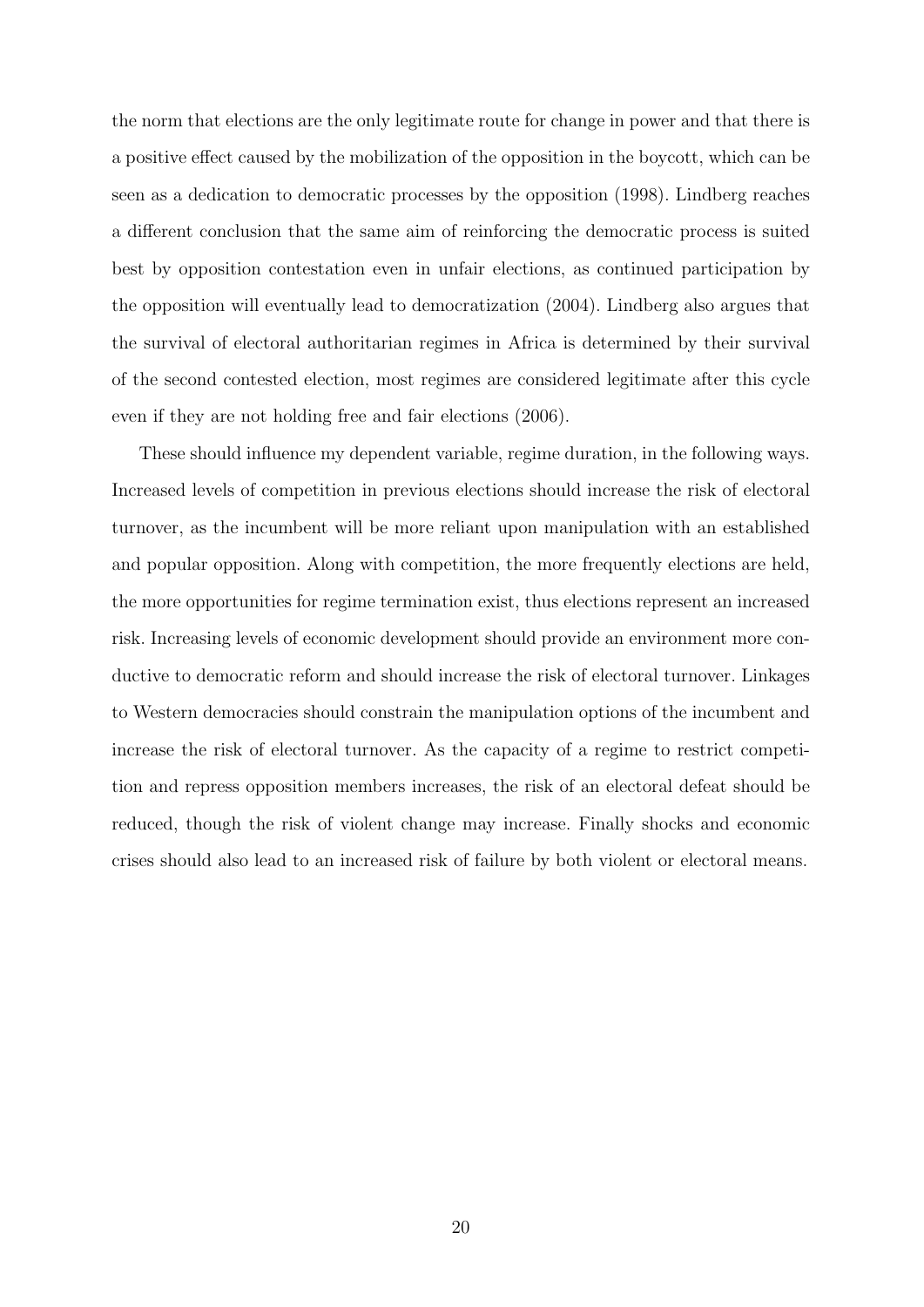the norm that elections are the only legitimate route for change in power and that there is a positive effect caused by the mobilization of the opposition in the boycott, which can be seen as a dedication to democratic processes by the opposition (1998). Lindberg reaches a different conclusion that the same aim of reinforcing the democratic process is suited best by opposition contestation even in unfair elections, as continued participation by the opposition will eventually lead to democratization (2004). Lindberg also argues that the survival of electoral authoritarian regimes in Africa is determined by their survival of the second contested election, most regimes are considered legitimate after this cycle even if they are not holding free and fair elections (2006).

These should influence my dependent variable, regime duration, in the following ways. Increased levels of competition in previous elections should increase the risk of electoral turnover, as the incumbent will be more reliant upon manipulation with an established and popular opposition. Along with competition, the more frequently elections are held, the more opportunities for regime termination exist, thus elections represent an increased risk. Increasing levels of economic development should provide an environment more conductive to democratic reform and should increase the risk of electoral turnover. Linkages to Western democracies should constrain the manipulation options of the incumbent and increase the risk of electoral turnover. As the capacity of a regime to restrict competition and repress opposition members increases, the risk of an electoral defeat should be reduced, though the risk of violent change may increase. Finally shocks and economic crises should also lead to an increased risk of failure by both violent or electoral means.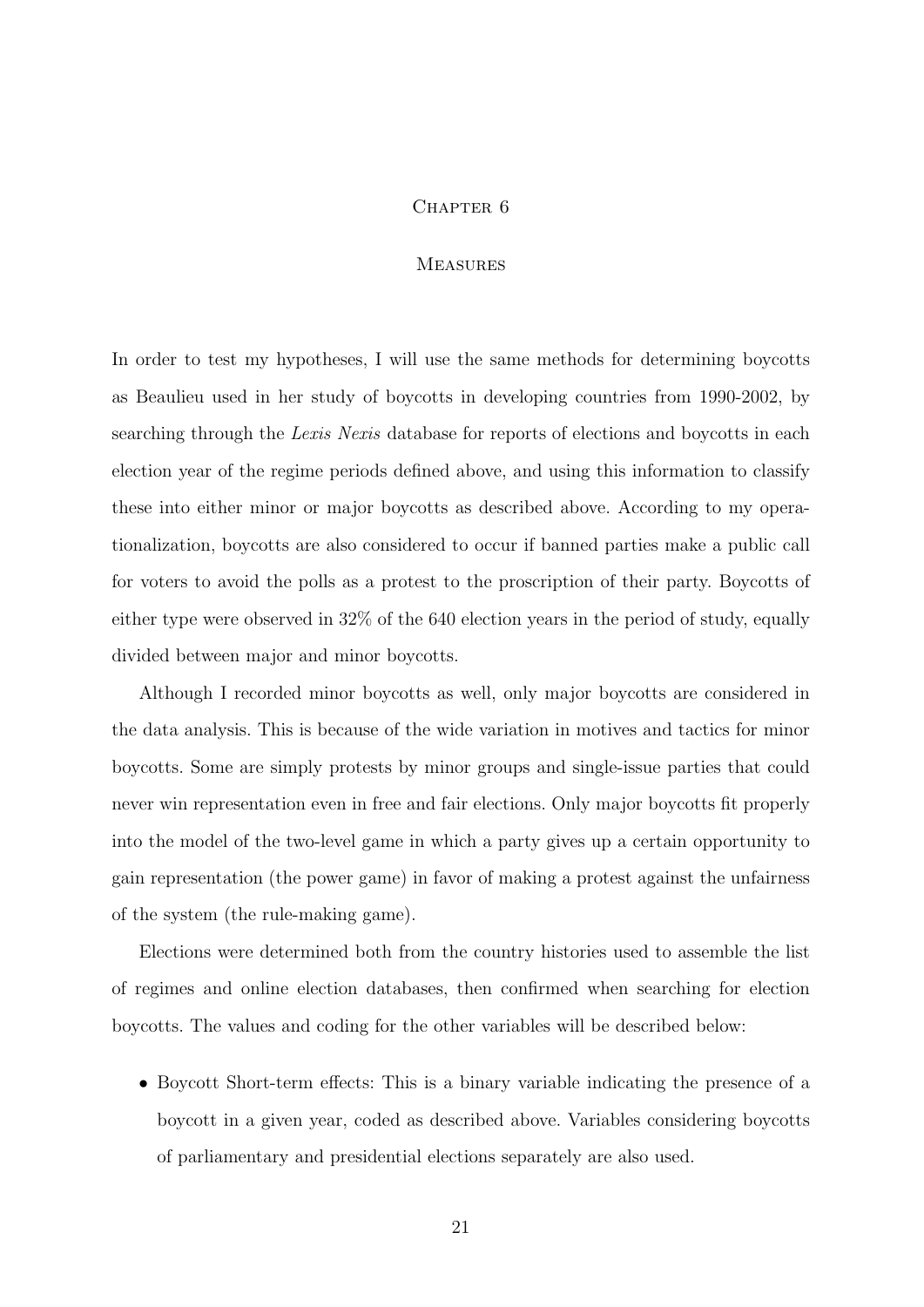# Chapter 6

## Measures

In order to test my hypotheses, I will use the same methods for determining boycotts as Beaulieu used in her study of boycotts in developing countries from 1990-2002, by searching through the *Lexis Nexis* database for reports of elections and boycotts in each election year of the regime periods defined above, and using this information to classify these into either minor or major boycotts as described above. According to my operationalization, boycotts are also considered to occur if banned parties make a public call for voters to avoid the polls as a protest to the proscription of their party. Boycotts of either type were observed in 32% of the 640 election years in the period of study, equally divided between major and minor boycotts.

Although I recorded minor boycotts as well, only major boycotts are considered in the data analysis. This is because of the wide variation in motives and tactics for minor boycotts. Some are simply protests by minor groups and single-issue parties that could never win representation even in free and fair elections. Only major boycotts fit properly into the model of the two-level game in which a party gives up a certain opportunity to gain representation (the power game) in favor of making a protest against the unfairness of the system (the rule-making game).

Elections were determined both from the country histories used to assemble the list of regimes and online election databases, then confirmed when searching for election boycotts. The values and coding for the other variables will be described below:

- Boycott Short-term effects: This is a binary variable indicating the presence of a boycott in a given year, coded as described above. Variables considering boycotts of parliamentary and presidential elections separately are also used.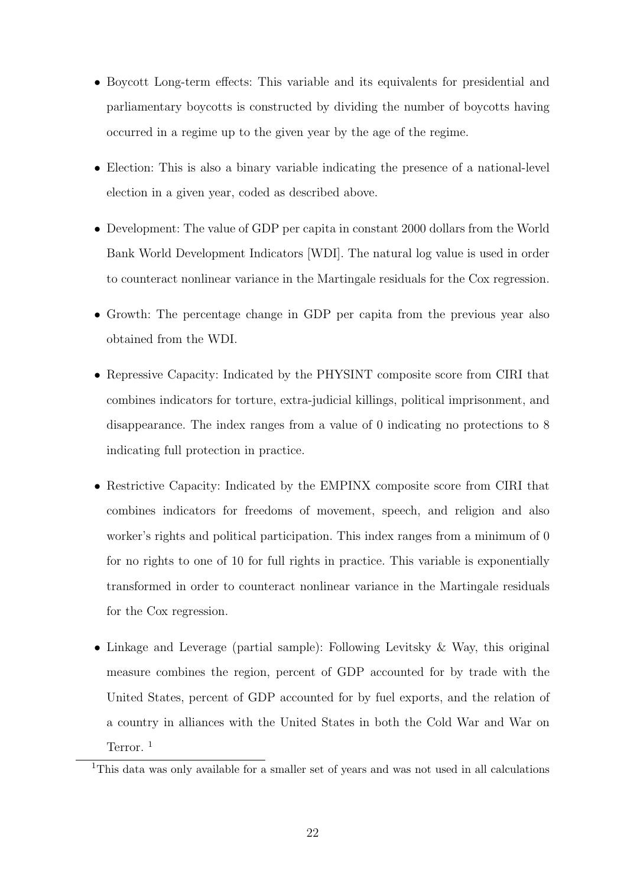- Boycott Long-term effects: This variable and its equivalents for presidential and parliamentary boycotts is constructed by dividing the number of boycotts having occurred in a regime up to the given year by the age of the regime.
- Election: This is also a binary variable indicating the presence of a national-level election in a given year, coded as described above.
- Development: The value of GDP per capita in constant 2000 dollars from the World Bank World Development Indicators [WDI]. The natural log value is used in order to counteract nonlinear variance in the Martingale residuals for the Cox regression.
- Growth: The percentage change in GDP per capita from the previous year also obtained from the WDI.
- Repressive Capacity: Indicated by the PHYSINT composite score from CIRI that combines indicators for torture, extra-judicial killings, political imprisonment, and disappearance. The index ranges from a value of 0 indicating no protections to 8 indicating full protection in practice.
- Restrictive Capacity: Indicated by the EMPINX composite score from CIRI that combines indicators for freedoms of movement, speech, and religion and also worker's rights and political participation. This index ranges from a minimum of 0 for no rights to one of 10 for full rights in practice. This variable is exponentially transformed in order to counteract nonlinear variance in the Martingale residuals for the Cox regression.
- Linkage and Leverage (partial sample): Following Levitsky & Way, this original measure combines the region, percent of GDP accounted for by trade with the United States, percent of GDP accounted for by fuel exports, and the relation of a country in alliances with the United States in both the Cold War and War on Terror. [1]

[1] This data was only available for a smaller set of years and was not used in all calculations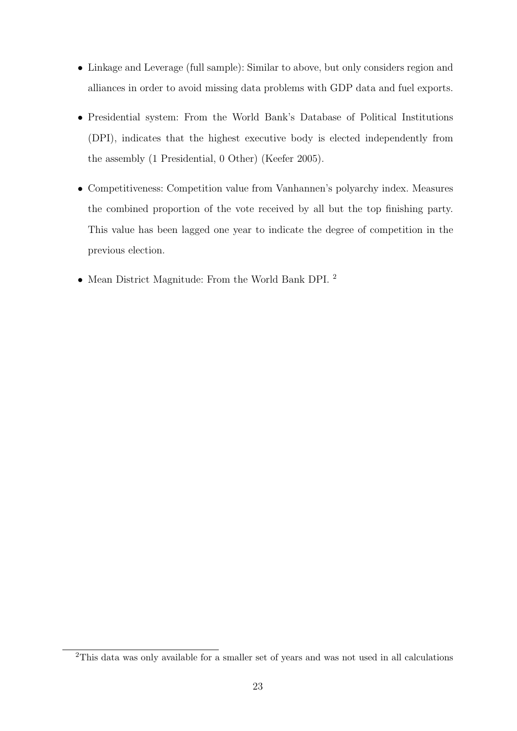- Linkage and Leverage (full sample): Similar to above, but only considers region and alliances in order to avoid missing data problems with GDP data and fuel exports.
- Presidential system: From the World Bank's Database of Political Institutions (DPI), indicates that the highest executive body is elected independently from the assembly (1 Presidential, 0 Other) (Keefer 2005).
- Competitiveness: Competition value from Vanhannen's polyarchy index. Measures the combined proportion of the vote received by all but the top finishing party. This value has been lagged one year to indicate the degree of competition in the previous election.
- Mean District Magnitude: From the World Bank DPI. [2]

[2] This data was only available for a smaller set of years and was not used in all calculations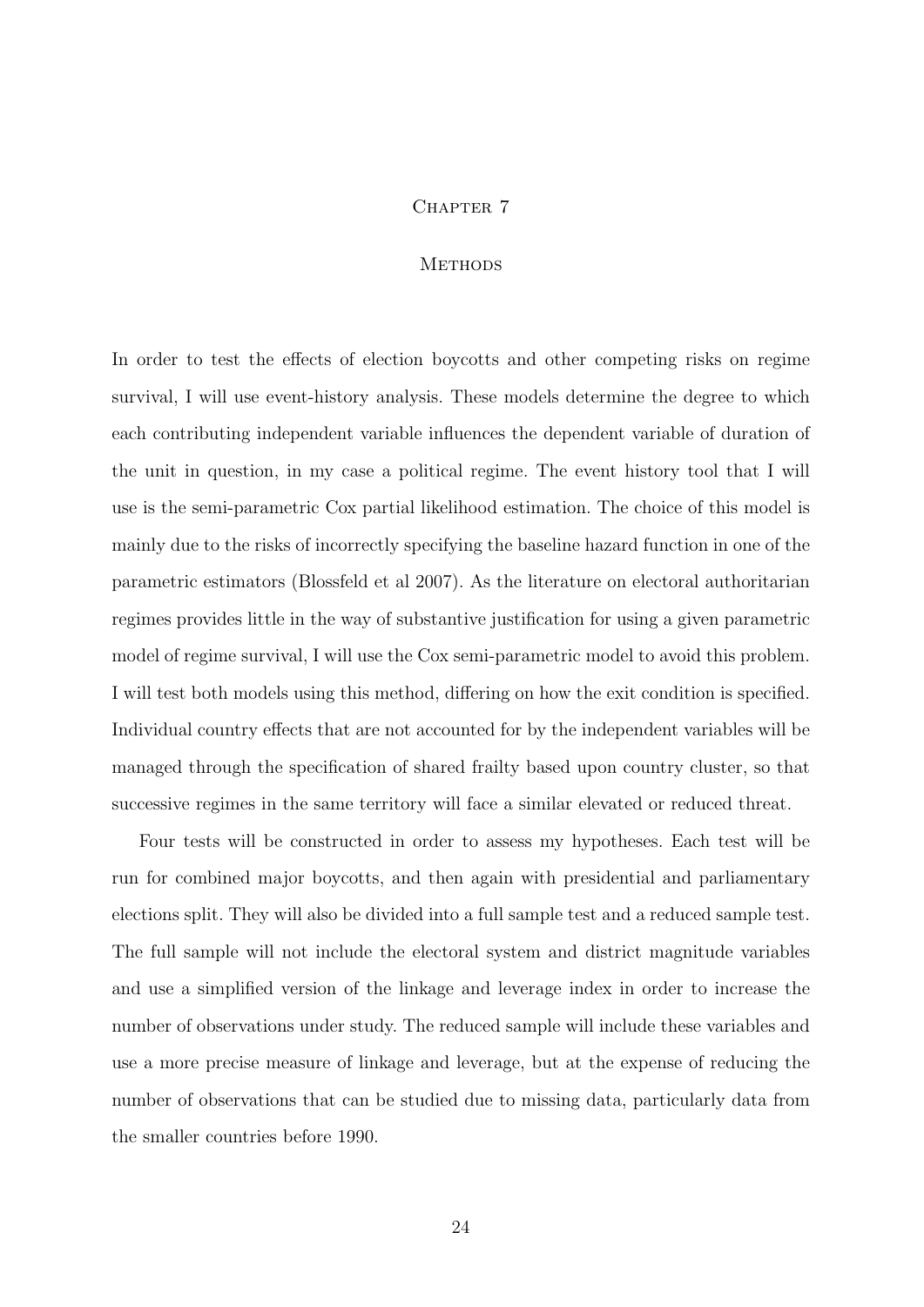# Chapter 7

## Methods

In order to test the effects of election boycotts and other competing risks on regime survival, I will use event-history analysis. These models determine the degree to which each contributing independent variable influences the dependent variable of duration of the unit in question, in my case a political regime. The event history tool that I will use is the semi-parametric Cox partial likelihood estimation. The choice of this model is mainly due to the risks of incorrectly specifying the baseline hazard function in one of the parametric estimators (Blossfeld et al 2007). As the literature on electoral authoritarian regimes provides little in the way of substantive justification for using a given parametric model of regime survival, I will use the Cox semi-parametric model to avoid this problem. I will test both models using this method, differing on how the exit condition is specified. Individual country effects that are not accounted for by the independent variables will be managed through the specification of shared frailty based upon country cluster, so that successive regimes in the same territory will face a similar elevated or reduced threat.

Four tests will be constructed in order to assess my hypotheses. Each test will be run for combined major boycotts, and then again with presidential and parliamentary elections split. They will also be divided into a full sample test and a reduced sample test. The full sample will not include the electoral system and district magnitude variables and use a simplified version of the linkage and leverage index in order to increase the number of observations under study. The reduced sample will include these variables and use a more precise measure of linkage and leverage, but at the expense of reducing the number of observations that can be studied due to missing data, particularly data from the smaller countries before 1990.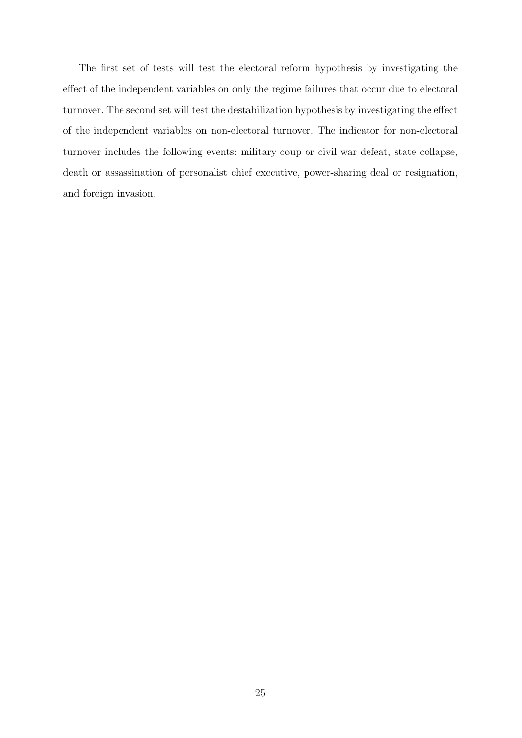The first set of tests will test the electoral reform hypothesis by investigating the effect of the independent variables on only the regime failures that occur due to electoral turnover. The second set will test the destabilization hypothesis by investigating the effect of the independent variables on non-electoral turnover. The indicator for non-electoral turnover includes the following events: military coup or civil war defeat, state collapse, death or assassination of personalist chief executive, power-sharing deal or resignation, and foreign invasion.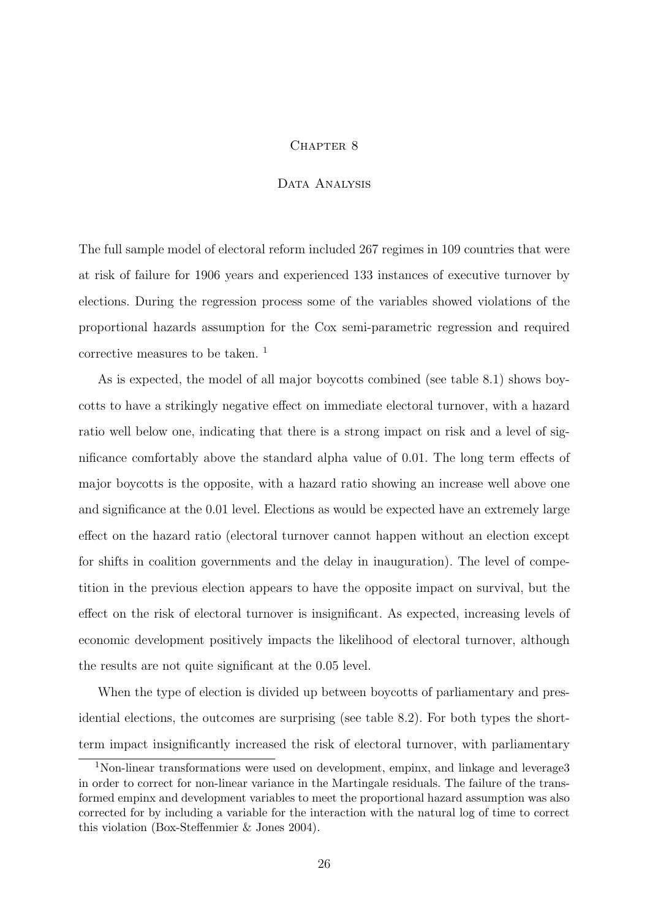# Chapter 8

## Data Analysis

The full sample model of electoral reform included 267 regimes in 109 countries that were at risk of failure for 1906 years and experienced 133 instances of executive turnover by elections. During the regression process some of the variables showed violations of the proportional hazards assumption for the Cox semi-parametric regression and required corrective measures to be taken. [1]

As is expected, the model of all major boycotts combined (see table 8.1) shows boycotts to have a strikingly negative effect on immediate electoral turnover, with a hazard ratio well below one, indicating that there is a strong impact on risk and a level of significance comfortably above the standard alpha value of 0.01. The long term effects of major boycotts is the opposite, with a hazard ratio showing an increase well above one and significance at the 0.01 level. Elections as would be expected have an extremely large effect on the hazard ratio (electoral turnover cannot happen without an election except for shifts in coalition governments and the delay in inauguration). The level of competition in the previous election appears to have the opposite impact on survival, but the effect on the risk of electoral turnover is insignificant. As expected, increasing levels of economic development positively impacts the likelihood of electoral turnover, although the results are not quite significant at the 0.05 level.

When the type of election is divided up between boycotts of parliamentary and presidential elections, the outcomes are surprising (see table 8.2). For both types the short-term impact insignificantly increased the risk of electoral turnover, with parliamentary

[1] Non-linear transformations were used on development, empinx, and linkage and leverage3 in order to correct for non-linear variance in the Martingale residuals. The failure of the transformed empinx and development variables to meet the proportional hazard assumption was also corrected for by including a variable for the interaction with the natural log of time to correct this violation (Box-Steffenmier & Jones 2004).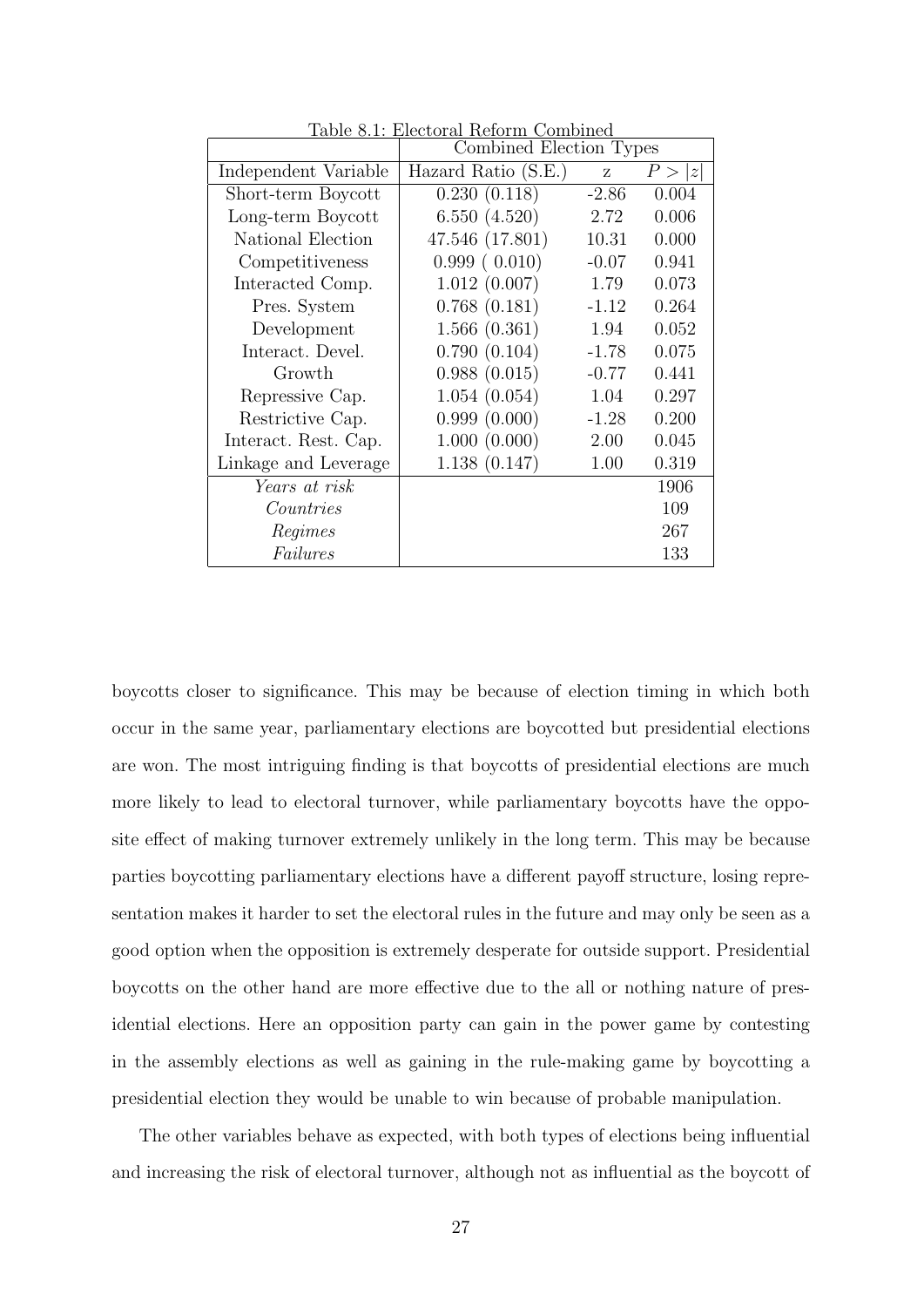Table 8.1: Electoral Reform Combined

| | Combined Election Types | | |
|---|---|---|---|
| Independent Variable | Hazard Ratio (S.E.) | z | $P > \|z\|$ |
| Short-term Boycott | 0.230 (0.118) | -2.86 | 0.004 |
| Long-term Boycott | 6.550 (4.520) | 2.72 | 0.006 |
| National Election | 47.546 (17.801) | 10.31 | 0.000 |
| Competitiveness | 0.999 ( 0.010) | -0.07 | 0.941 |
| Interacted Comp. | 1.012 (0.007) | 1.79 | 0.073 |
| Pres. System | 0.768 (0.181) | -1.12 | 0.264 |
| Development | 1.566 (0.361) | 1.94 | 0.052 |
| Interact. Devel. | 0.790 (0.104) | -1.78 | 0.075 |
| Growth | 0.988 (0.015) | -0.77 | 0.441 |
| Repressive Cap. | 1.054 (0.054) | 1.04 | 0.297 |
| Restrictive Cap. | 0.999 (0.000) | -1.28 | 0.200 |
| Interact. Rest. Cap. | 1.000 (0.000) | 2.00 | 0.045 |
| Linkage and Leverage | 1.138 (0.147) | 1.00 | 0.319 |
| *Years at risk* | | | 1906 |
| *Countries* | | | 109 |
| *Regimes* | | | 267 |
| *Failures* | | | 133 |

boycotts closer to significance. This may be because of election timing in which both occur in the same year, parliamentary elections are boycotted but presidential elections are won. The most intriguing finding is that boycotts of presidential elections are much more likely to lead to electoral turnover, while parliamentary boycotts have the opposite effect of making turnover extremely unlikely in the long term. This may be because parties boycotting parliamentary elections have a different payoff structure, losing representation makes it harder to set the electoral rules in the future and may only be seen as a good option when the opposition is extremely desperate for outside support. Presidential boycotts on the other hand are more effective due to the all or nothing nature of presidential elections. Here an opposition party can gain in the power game by contesting in the assembly elections as well as gaining in the rule-making game by boycotting a presidential election they would be unable to win because of probable manipulation.

The other variables behave as expected, with both types of elections being influential and increasing the risk of electoral turnover, although not as influential as the boycott of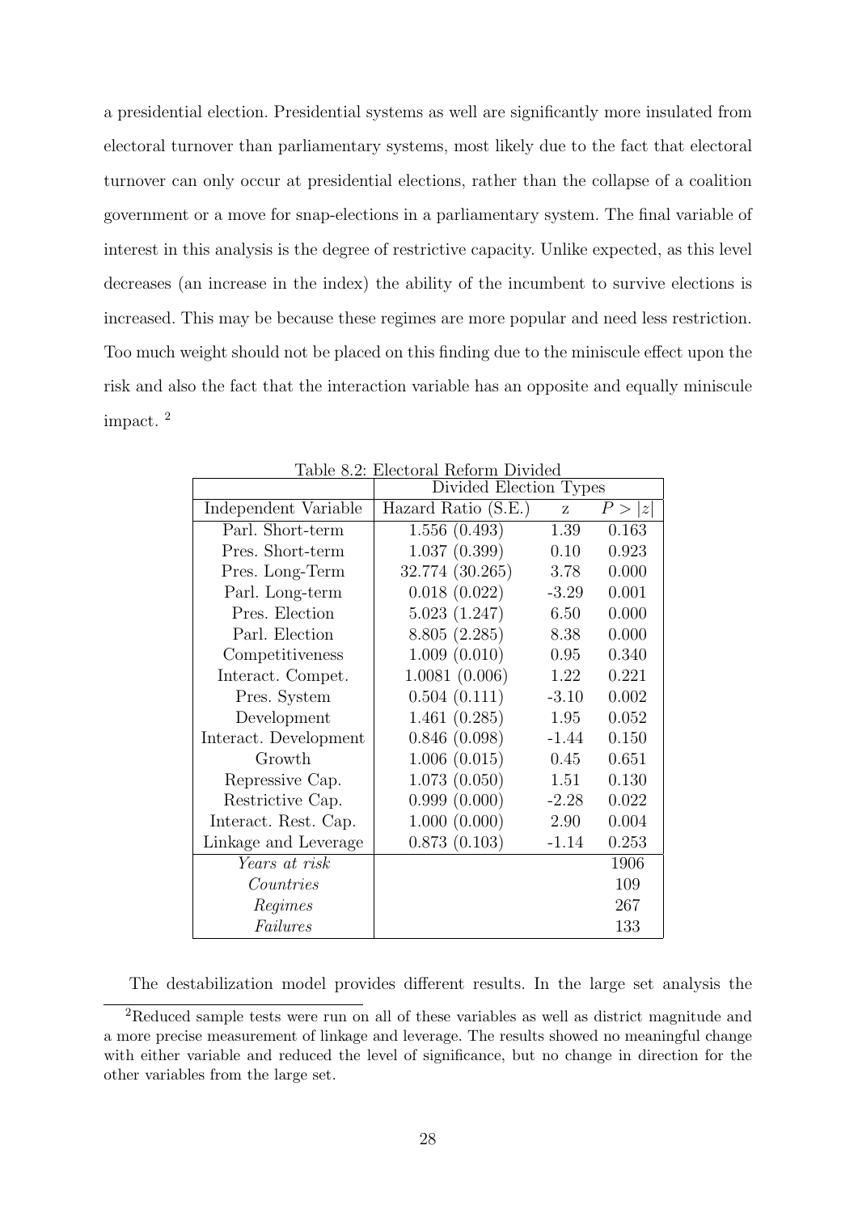a presidential election. Presidential systems as well are significantly more insulated from electoral turnover than parliamentary systems, most likely due to the fact that electoral turnover can only occur at presidential elections, rather than the collapse of a coalition government or a move for snap-elections in a parliamentary system. The final variable of interest in this analysis is the degree of restrictive capacity. Unlike expected, as this level decreases (an increase in the index) the ability of the incumbent to survive elections is increased. This may be because these regimes are more popular and need less restriction. Too much weight should not be placed on this finding due to the miniscule effect upon the risk and also the fact that the interaction variable has an opposite and equally miniscule impact. [2]

Table 8.2: Electoral Reform Divided

| | Divided Election Types | | |
|---|---|---|---|
| Independent Variable | Hazard Ratio (S.E.) | z | $P > \|z\|$ |
| Parl. Short-term | 1.556 (0.493) | 1.39 | 0.163 |
| Pres. Short-term | 1.037 (0.399) | 0.10 | 0.923 |
| Pres. Long-Term | 32.774 (30.265) | 3.78 | 0.000 |
| Parl. Long-term | 0.018 (0.022) | -3.29 | 0.001 |
| Pres. Election | 5.023 (1.247) | 6.50 | 0.000 |
| Parl. Election | 8.805 (2.285) | 8.38 | 0.000 |
| Competitiveness | 1.009 (0.010) | 0.95 | 0.340 |
| Interact. Compet. | 1.0081 (0.006) | 1.22 | 0.221 |
| Pres. System | 0.504 (0.111) | -3.10 | 0.002 |
| Development | 1.461 (0.285) | 1.95 | 0.052 |
| Interact. Development | 0.846 (0.098) | -1.44 | 0.150 |
| Growth | 1.006 (0.015) | 0.45 | 0.651 |
| Repressive Cap. | 1.073 (0.050) | 1.51 | 0.130 |
| Restrictive Cap. | 0.999 (0.000) | -2.28 | 0.022 |
| Interact. Rest. Cap. | 1.000 (0.000) | 2.90 | 0.004 |
| Linkage and Leverage | 0.873 (0.103) | -1.14 | 0.253 |
| *Years at risk* | | | 1906 |
| *Countries* | | | 109 |
| *Regimes* | | | 267 |
| *Failures* | | | 133 |

The destabilization model provides different results. In the large set analysis the

[2] Reduced sample tests were run on all of these variables as well as district magnitude and a more precise measurement of linkage and leverage. The results showed no meaningful change with either variable and reduced the level of significance, but no change in direction for the other variables from the large set.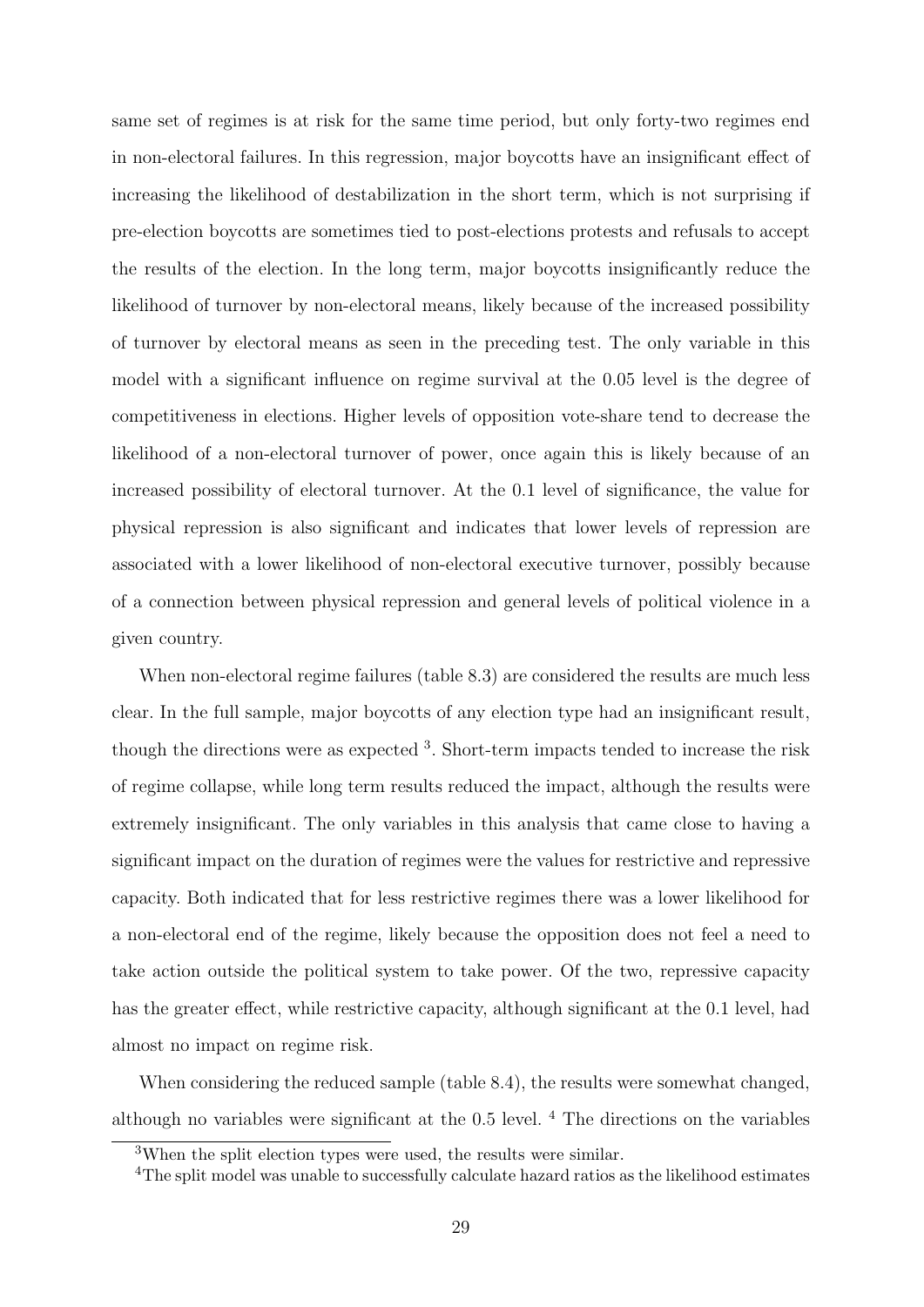same set of regimes is at risk for the same time period, but only forty-two regimes end in non-electoral failures. In this regression, major boycotts have an insignificant effect of increasing the likelihood of destabilization in the short term, which is not surprising if pre-election boycotts are sometimes tied to post-elections protests and refusals to accept the results of the election. In the long term, major boycotts insignificantly reduce the likelihood of turnover by non-electoral means, likely because of the increased possibility of turnover by electoral means as seen in the preceding test. The only variable in this model with a significant influence on regime survival at the 0.05 level is the degree of competitiveness in elections. Higher levels of opposition vote-share tend to decrease the likelihood of a non-electoral turnover of power, once again this is likely because of an increased possibility of electoral turnover. At the 0.1 level of significance, the value for physical repression is also significant and indicates that lower levels of repression are associated with a lower likelihood of non-electoral executive turnover, possibly because of a connection between physical repression and general levels of political violence in a given country.

When non-electoral regime failures (table 8.3) are considered the results are much less clear. In the full sample, major boycotts of any election type had an insignificant result, though the directions were as expected [3]. Short-term impacts tended to increase the risk of regime collapse, while long term results reduced the impact, although the results were extremely insignificant. The only variables in this analysis that came close to having a significant impact on the duration of regimes were the values for restrictive and repressive capacity. Both indicated that for less restrictive regimes there was a lower likelihood for a non-electoral end of the regime, likely because the opposition does not feel a need to take action outside the political system to take power. Of the two, repressive capacity has the greater effect, while restrictive capacity, although significant at the 0.1 level, had almost no impact on regime risk.

When considering the reduced sample (table 8.4), the results were somewhat changed, although no variables were significant at the 0.5 level. [4] The directions on the variables

[3] When the split election types were used, the results were similar.

[4] The split model was unable to successfully calculate hazard ratios as the likelihood estimates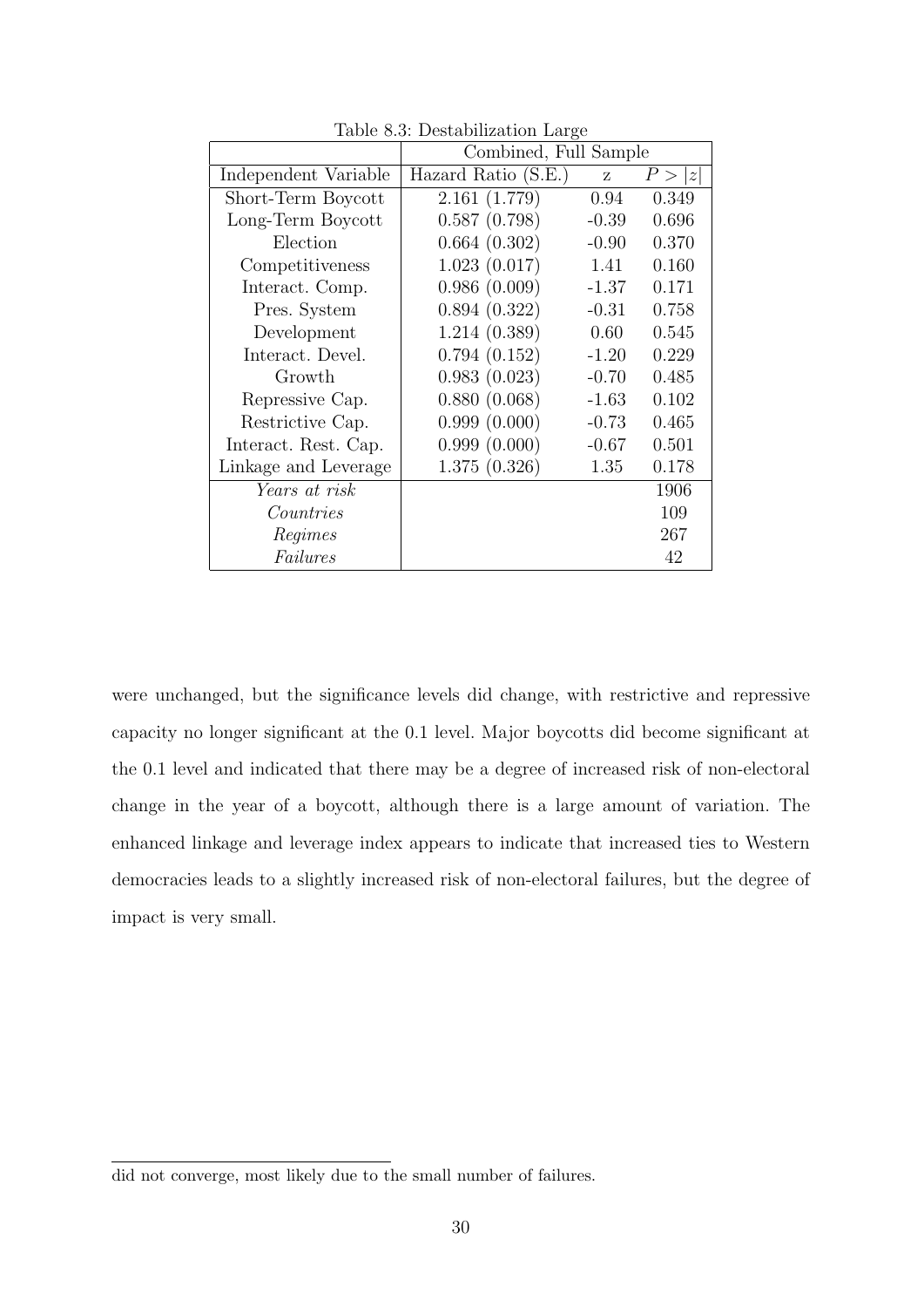Table 8.3: Destabilization Large

| | Combined, Full Sample | | |
|---|---|---|---|
| Independent Variable | Hazard Ratio (S.E.) | z | $P > \|z\|$ |
| Short-Term Boycott | 2.161 (1.779) | 0.94 | 0.349 |
| Long-Term Boycott | 0.587 (0.798) | -0.39 | 0.696 |
| Election | 0.664 (0.302) | -0.90 | 0.370 |
| Competitiveness | 1.023 (0.017) | 1.41 | 0.160 |
| Interact. Comp. | 0.986 (0.009) | -1.37 | 0.171 |
| Pres. System | 0.894 (0.322) | -0.31 | 0.758 |
| Development | 1.214 (0.389) | 0.60 | 0.545 |
| Interact. Devel. | 0.794 (0.152) | -1.20 | 0.229 |
| Growth | 0.983 (0.023) | -0.70 | 0.485 |
| Repressive Cap. | 0.880 (0.068) | -1.63 | 0.102 |
| Restrictive Cap. | 0.999 (0.000) | -0.73 | 0.465 |
| Interact. Rest. Cap. | 0.999 (0.000) | -0.67 | 0.501 |
| Linkage and Leverage | 1.375 (0.326) | 1.35 | 0.178 |
| *Years at risk* | | | 1906 |
| *Countries* | | | 109 |
| *Regimes* | | | 267 |
| *Failures* | | | 42 |

were unchanged, but the significance levels did change, with restrictive and repressive capacity no longer significant at the 0.1 level. Major boycotts did become significant at the 0.1 level and indicated that there may be a degree of increased risk of non-electoral change in the year of a boycott, although there is a large amount of variation. The enhanced linkage and leverage index appears to indicate that increased ties to Western democracies leads to a slightly increased risk of non-electoral failures, but the degree of impact is very small.

did not converge, most likely due to the small number of failures.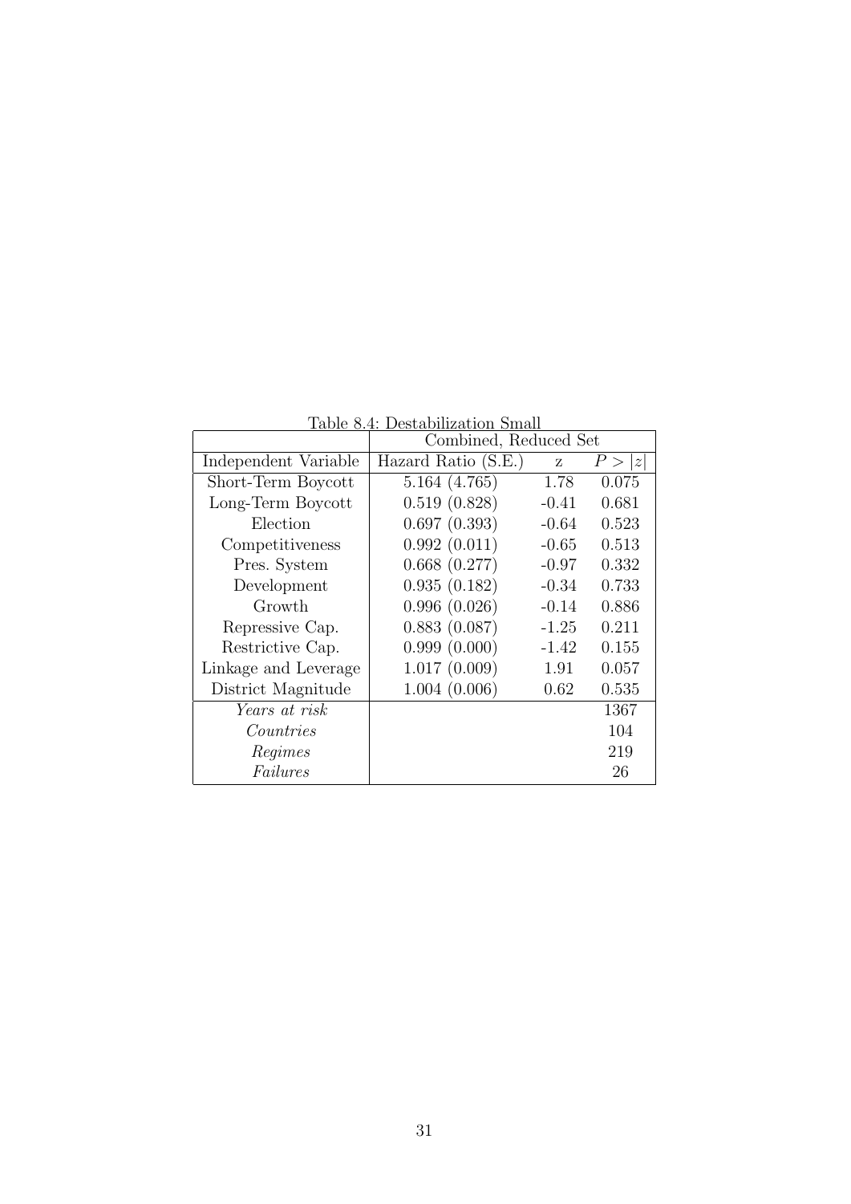Table 8.4: Destabilization Small

| | Combined, Reduced Set | | |
|---|---|---|---|
| Independent Variable | Hazard Ratio (S.E.) | z | $P > \|z\|$ |
| Short-Term Boycott | 5.164 (4.765) | 1.78 | 0.075 |
| Long-Term Boycott | 0.519 (0.828) | -0.41 | 0.681 |
| Election | 0.697 (0.393) | -0.64 | 0.523 |
| Competitiveness | 0.992 (0.011) | -0.65 | 0.513 |
| Pres. System | 0.668 (0.277) | -0.97 | 0.332 |
| Development | 0.935 (0.182) | -0.34 | 0.733 |
| Growth | 0.996 (0.026) | -0.14 | 0.886 |
| Repressive Cap. | 0.883 (0.087) | -1.25 | 0.211 |
| Restrictive Cap. | 0.999 (0.000) | -1.42 | 0.155 |
| Linkage and Leverage | 1.017 (0.009) | 1.91 | 0.057 |
| District Magnitude | 1.004 (0.006) | 0.62 | 0.535 |
| *Years at risk* | | | 1367 |
| *Countries* | | | 104 |
| *Regimes* | | | 219 |
| *Failures* | | | 26 |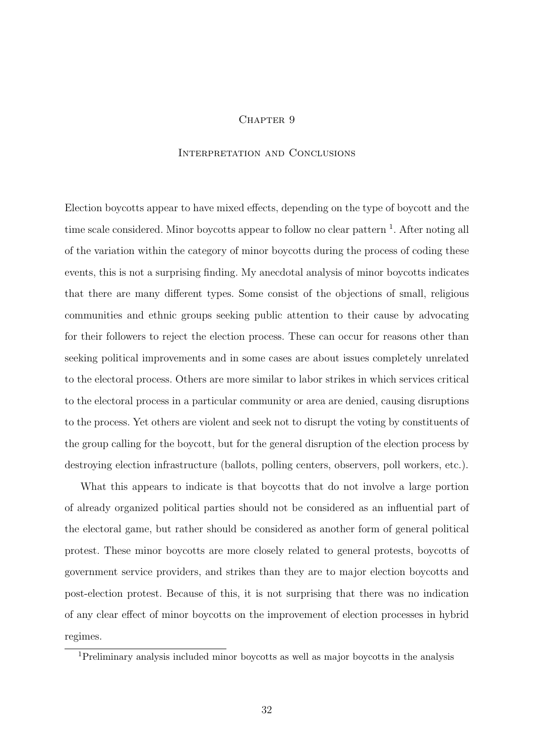# Chapter 9

## Interpretation and Conclusions

Election boycotts appear to have mixed effects, depending on the type of boycott and the time scale considered. Minor boycotts appear to follow no clear pattern [1]. After noting all of the variation within the category of minor boycotts during the process of coding these events, this is not a surprising finding. My anecdotal analysis of minor boycotts indicates that there are many different types. Some consist of the objections of small, religious communities and ethnic groups seeking public attention to their cause by advocating for their followers to reject the election process. These can occur for reasons other than seeking political improvements and in some cases are about issues completely unrelated to the electoral process. Others are more similar to labor strikes in which services critical to the electoral process in a particular community or area are denied, causing disruptions to the process. Yet others are violent and seek not to disrupt the voting by constituents of the group calling for the boycott, but for the general disruption of the election process by destroying election infrastructure (ballots, polling centers, observers, poll workers, etc.).

What this appears to indicate is that boycotts that do not involve a large portion of already organized political parties should not be considered as an influential part of the electoral game, but rather should be considered as another form of general political protest. These minor boycotts are more closely related to general protests, boycotts of government service providers, and strikes than they are to major election boycotts and post-election protest. Because of this, it is not surprising that there was no indication of any clear effect of minor boycotts on the improvement of election processes in hybrid regimes.

[1] Preliminary analysis included minor boycotts as well as major boycotts in the analysis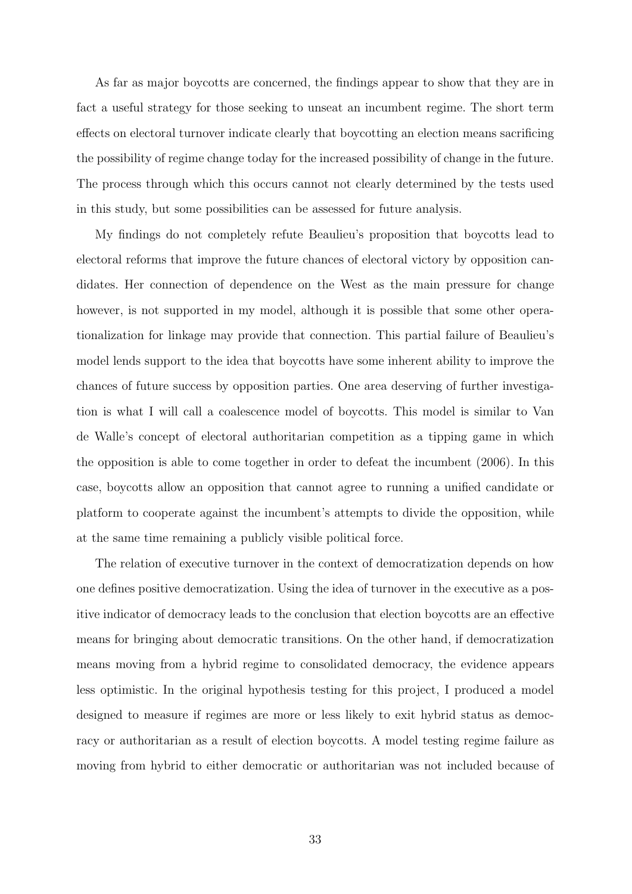As far as major boycotts are concerned, the findings appear to show that they are in fact a useful strategy for those seeking to unseat an incumbent regime. The short term effects on electoral turnover indicate clearly that boycotting an election means sacrificing the possibility of regime change today for the increased possibility of change in the future. The process through which this occurs cannot not clearly determined by the tests used in this study, but some possibilities can be assessed for future analysis.

My findings do not completely refute Beaulieu's proposition that boycotts lead to electoral reforms that improve the future chances of electoral victory by opposition candidates. Her connection of dependence on the West as the main pressure for change however, is not supported in my model, although it is possible that some other operationalization for linkage may provide that connection. This partial failure of Beaulieu's model lends support to the idea that boycotts have some inherent ability to improve the chances of future success by opposition parties. One area deserving of further investigation is what I will call a coalescence model of boycotts. This model is similar to Van de Walle's concept of electoral authoritarian competition as a tipping game in which the opposition is able to come together in order to defeat the incumbent (2006). In this case, boycotts allow an opposition that cannot agree to running a unified candidate or platform to cooperate against the incumbent's attempts to divide the opposition, while at the same time remaining a publicly visible political force.

The relation of executive turnover in the context of democratization depends on how one defines positive democratization. Using the idea of turnover in the executive as a positive indicator of democracy leads to the conclusion that election boycotts are an effective means for bringing about democratic transitions. On the other hand, if democratization means moving from a hybrid regime to consolidated democracy, the evidence appears less optimistic. In the original hypothesis testing for this project, I produced a model designed to measure if regimes are more or less likely to exit hybrid status as democracy or authoritarian as a result of election boycotts. A model testing regime failure as moving from hybrid to either democratic or authoritarian was not included because of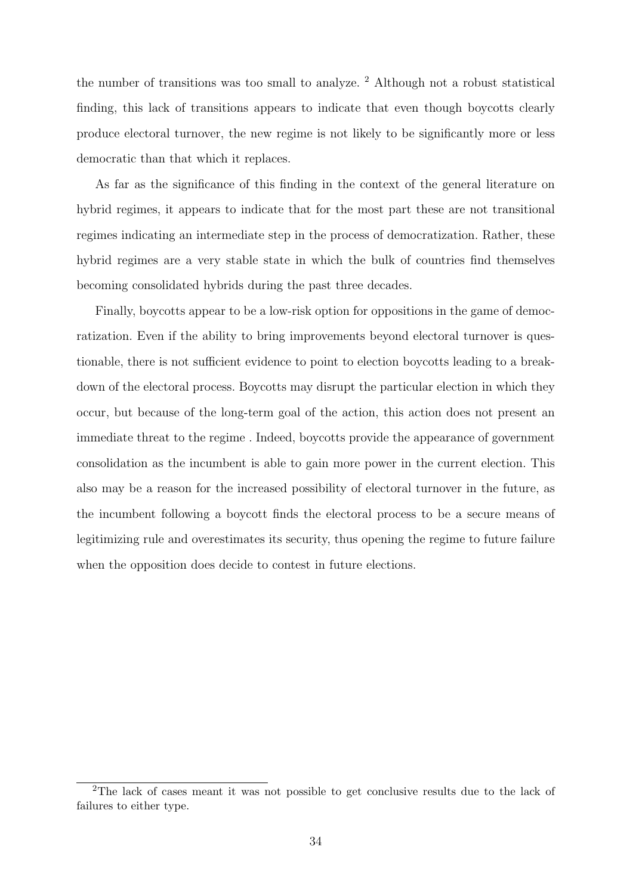the number of transitions was too small to analyze. [2] Although not a robust statistical finding, this lack of transitions appears to indicate that even though boycotts clearly produce electoral turnover, the new regime is not likely to be significantly more or less democratic than that which it replaces.

As far as the significance of this finding in the context of the general literature on hybrid regimes, it appears to indicate that for the most part these are not transitional regimes indicating an intermediate step in the process of democratization. Rather, these hybrid regimes are a very stable state in which the bulk of countries find themselves becoming consolidated hybrids during the past three decades.

Finally, boycotts appear to be a low-risk option for oppositions in the game of democratization. Even if the ability to bring improvements beyond electoral turnover is questionable, there is not sufficient evidence to point to election boycotts leading to a breakdown of the electoral process. Boycotts may disrupt the particular election in which they occur, but because of the long-term goal of the action, this action does not present an immediate threat to the regime . Indeed, boycotts provide the appearance of government consolidation as the incumbent is able to gain more power in the current election. This also may be a reason for the increased possibility of electoral turnover in the future, as the incumbent following a boycott finds the electoral process to be a secure means of legitimizing rule and overestimates its security, thus opening the regime to future failure when the opposition does decide to contest in future elections.

[2] The lack of cases meant it was not possible to get conclusive results due to the lack of failures to either type.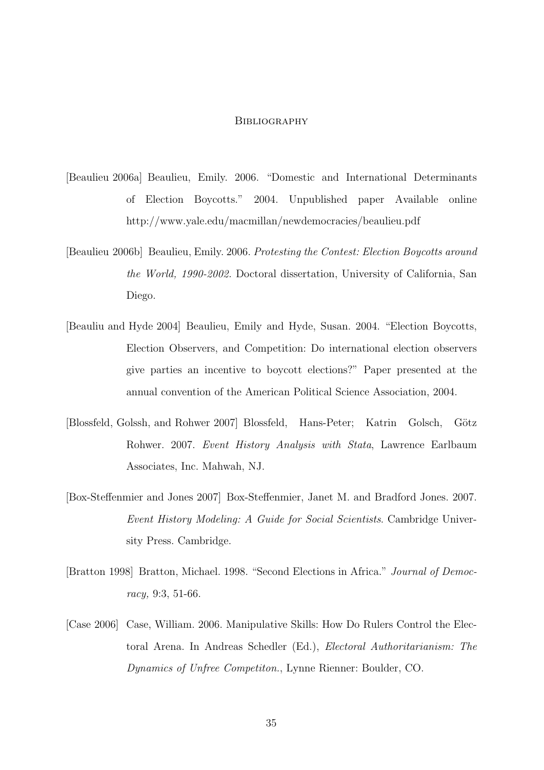# Bibliography

[Beaulieu 2006a] Beaulieu, Emily. 2006. "Domestic and International Determinants of Election Boycotts." 2004. Unpublished paper Available online http://www.yale.edu/macmillan/newdemocracies/beaulieu.pdf

[Beaulieu 2006b] Beaulieu, Emily. 2006. *Protesting the Contest: Election Boycotts around the World, 1990-2002.* Doctoral dissertation, University of California, San Diego.

[Beauliu and Hyde 2004] Beaulieu, Emily and Hyde, Susan. 2004. "Election Boycotts, Election Observers, and Competition: Do international election observers give parties an incentive to boycott elections?" Paper presented at the annual convention of the American Political Science Association, 2004.

[Blossfeld, Golssh, and Rohwer 2007] Blossfeld, Hans-Peter; Katrin Golsch, Götz Rohwer. 2007. *Event History Analysis with Stata*, Lawrence Earlbaum Associates, Inc. Mahwah, NJ.

[Box-Steffenmier and Jones 2007] Box-Steffenmier, Janet M. and Bradford Jones. 2007. *Event History Modeling: A Guide for Social Scientists*. Cambridge University Press. Cambridge.

[Bratton 1998] Bratton, Michael. 1998. "Second Elections in Africa." *Journal of Democracy,* 9:3, 51-66.

[Case 2006] Case, William. 2006. Manipulative Skills: How Do Rulers Control the Electoral Arena. In Andreas Schedler (Ed.), *Electoral Authoritarianism: The Dynamics of Unfree Competiton.*, Lynne Rienner: Boulder, CO.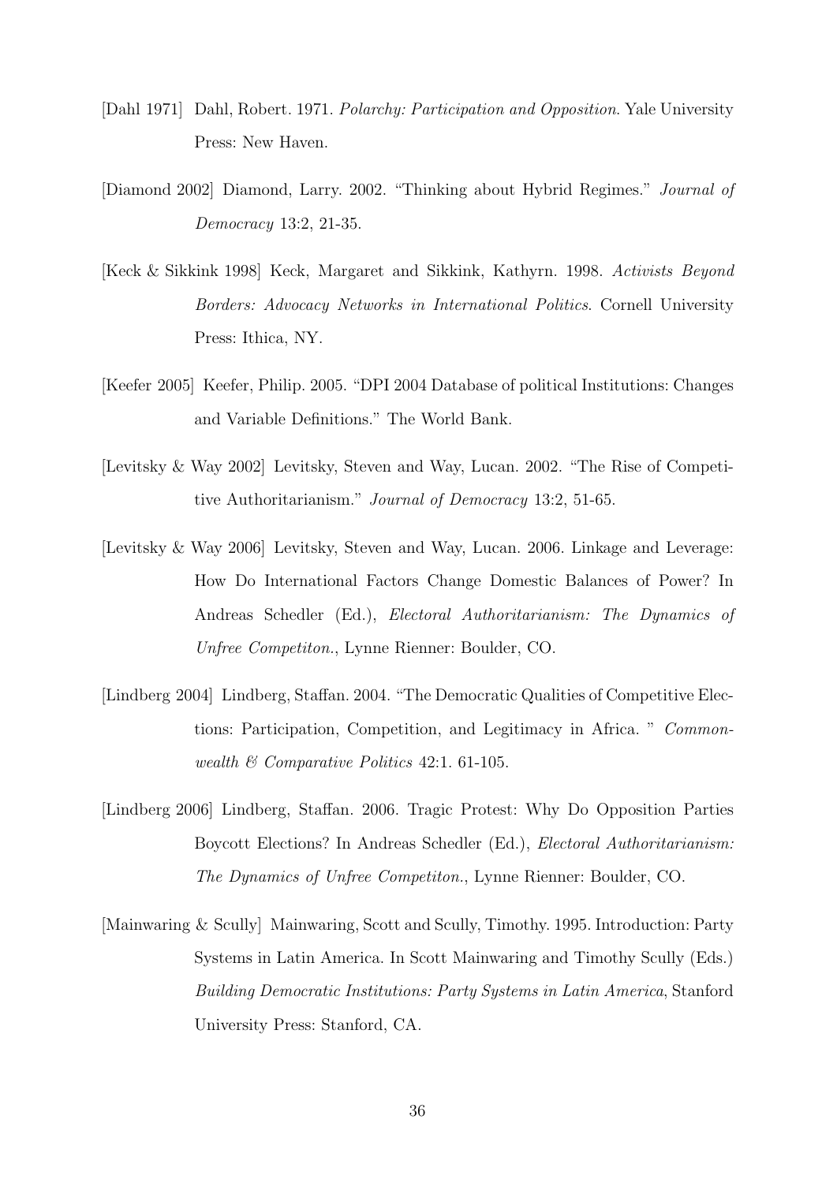[Dahl 1971] Dahl, Robert. 1971. *Polarchy: Participation and Opposition*. Yale University Press: New Haven.

[Diamond 2002] Diamond, Larry. 2002. "Thinking about Hybrid Regimes." *Journal of Democracy* 13:2, 21-35.

[Keck & Sikkink 1998] Keck, Margaret and Sikkink, Kathyrn. 1998. *Activists Beyond Borders: Advocacy Networks in International Politics*. Cornell University Press: Ithica, NY.

[Keefer 2005] Keefer, Philip. 2005. "DPI 2004 Database of political Institutions: Changes and Variable Definitions." The World Bank.

[Levitsky & Way 2002] Levitsky, Steven and Way, Lucan. 2002. "The Rise of Competitive Authoritarianism." *Journal of Democracy* 13:2, 51-65.

[Levitsky & Way 2006] Levitsky, Steven and Way, Lucan. 2006. Linkage and Leverage: How Do International Factors Change Domestic Balances of Power? In Andreas Schedler (Ed.), *Electoral Authoritarianism: The Dynamics of Unfree Competiton.*, Lynne Rienner: Boulder, CO.

[Lindberg 2004] Lindberg, Staffan. 2004. "The Democratic Qualities of Competitive Elections: Participation, Competition, and Legitimacy in Africa. " *Commonwealth & Comparative Politics* 42:1. 61-105.

[Lindberg 2006] Lindberg, Staffan. 2006. Tragic Protest: Why Do Opposition Parties Boycott Elections? In Andreas Schedler (Ed.), *Electoral Authoritarianism: The Dynamics of Unfree Competiton.*, Lynne Rienner: Boulder, CO.

[Mainwaring & Scully] Mainwaring, Scott and Scully, Timothy. 1995. Introduction: Party Systems in Latin America. In Scott Mainwaring and Timothy Scully (Eds.) *Building Democratic Institutions: Party Systems in Latin America*, Stanford University Press: Stanford, CA.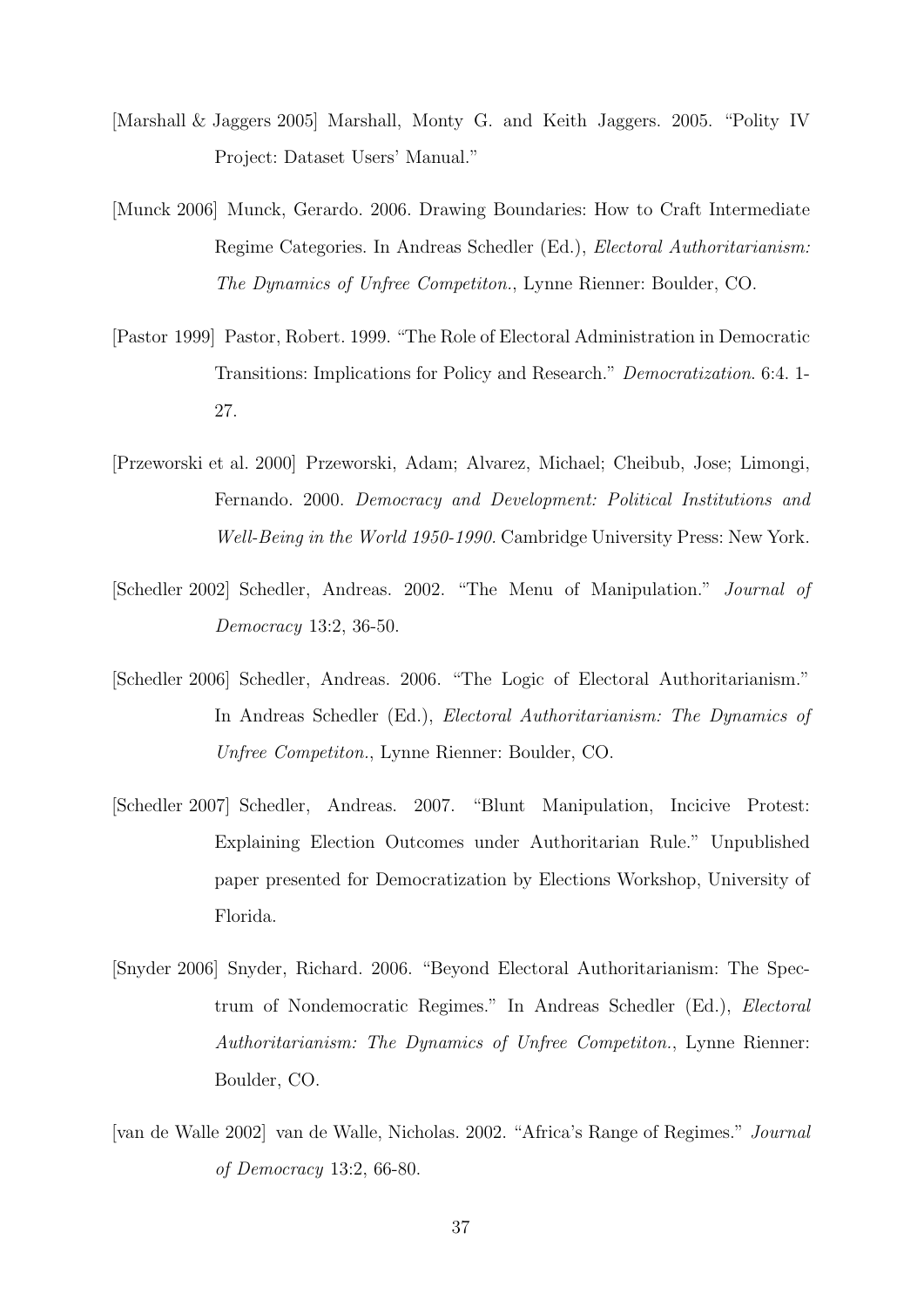[Marshall & Jaggers 2005] Marshall, Monty G. and Keith Jaggers. 2005. "Polity IV Project: Dataset Users' Manual."

[Munck 2006] Munck, Gerardo. 2006. Drawing Boundaries: How to Craft Intermediate Regime Categories. In Andreas Schedler (Ed.), *Electoral Authoritarianism: The Dynamics of Unfree Competiton.*, Lynne Rienner: Boulder, CO.

[Pastor 1999] Pastor, Robert. 1999. "The Role of Electoral Administration in Democratic Transitions: Implications for Policy and Research." *Democratization*. 6:4. 1-27.

[Przeworski et al. 2000] Przeworski, Adam; Alvarez, Michael; Cheibub, Jose; Limongi, Fernando. 2000. *Democracy and Development: Political Institutions and Well-Being in the World 1950-1990.* Cambridge University Press: New York.

[Schedler 2002] Schedler, Andreas. 2002. "The Menu of Manipulation." *Journal of Democracy* 13:2, 36-50.

[Schedler 2006] Schedler, Andreas. 2006. "The Logic of Electoral Authoritarianism." In Andreas Schedler (Ed.), *Electoral Authoritarianism: The Dynamics of Unfree Competiton.*, Lynne Rienner: Boulder, CO.

[Schedler 2007] Schedler, Andreas. 2007. "Blunt Manipulation, Incicive Protest: Explaining Election Outcomes under Authoritarian Rule." Unpublished paper presented for Democratization by Elections Workshop, University of Florida.

[Snyder 2006] Snyder, Richard. 2006. "Beyond Electoral Authoritarianism: The Spectrum of Nondemocratic Regimes." In Andreas Schedler (Ed.), *Electoral Authoritarianism: The Dynamics of Unfree Competiton.*, Lynne Rienner: Boulder, CO.

[van de Walle 2002] van de Walle, Nicholas. 2002. "Africa's Range of Regimes." *Journal of Democracy* 13:2, 66-80.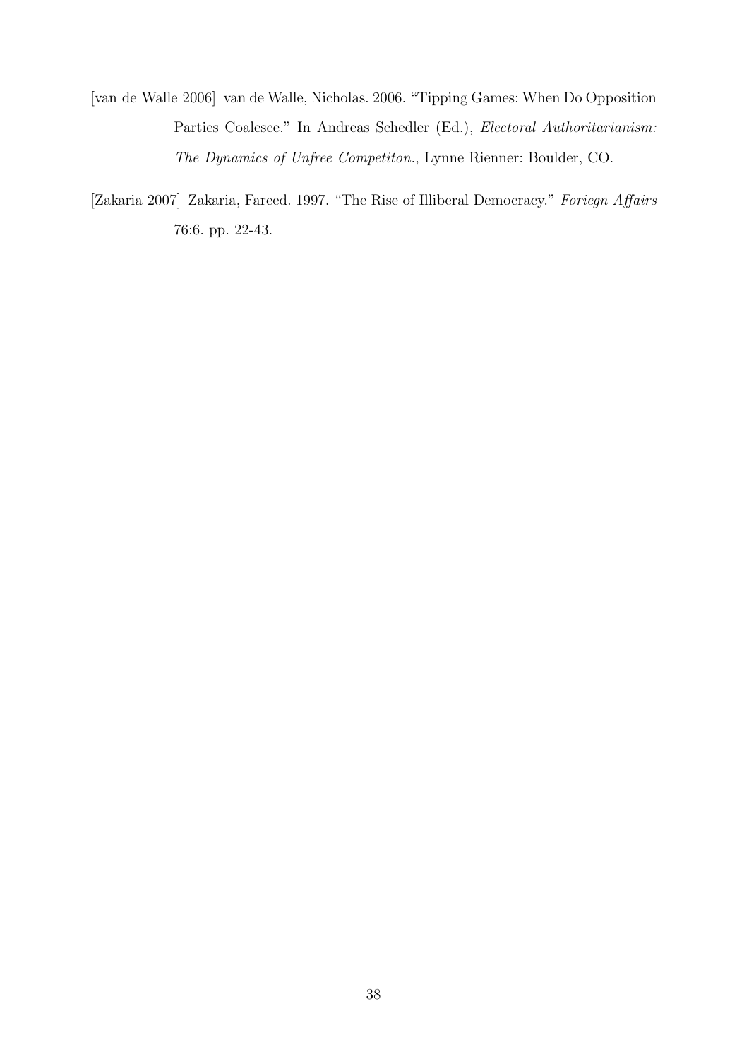[van de Walle 2006] van de Walle, Nicholas. 2006. "Tipping Games: When Do Opposition Parties Coalesce." In Andreas Schedler (Ed.), *Electoral Authoritarianism: The Dynamics of Unfree Competiton.*, Lynne Rienner: Boulder, CO.

[Zakaria 2007] Zakaria, Fareed. 1997. "The Rise of Illiberal Democracy." *Foriegn Affairs* 76:6. pp. 22-43.